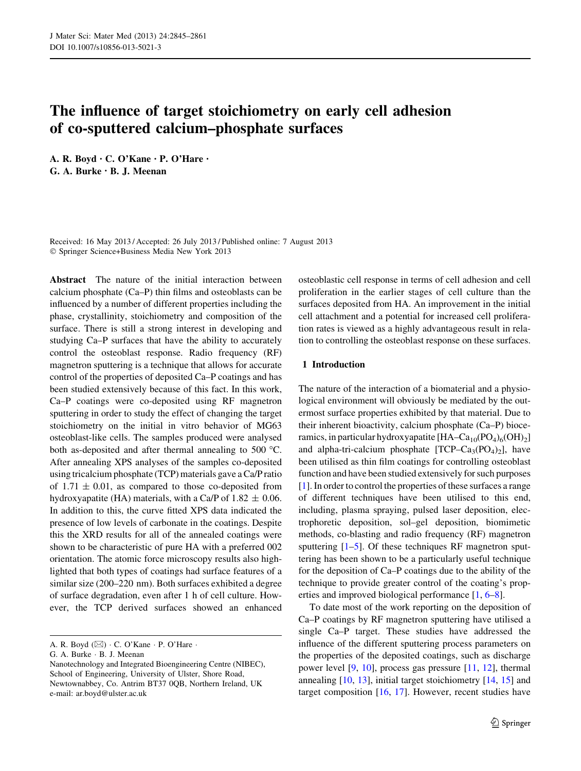# The influence of target stoichiometry on early cell adhesion of co-sputtered calcium–phosphate surfaces

**A. R. Boyd · C. O'Kane · P. O'Hare · G. A. Burke · B. J. Meenan**

Received: 16 May 2013 / Accepted: 26 July 2013 / Published online: 7 August 2013
© Springer Science+Business Media New York 2013

**Abstract** The nature of the initial interaction between calcium phosphate (Ca–P) thin films and osteoblasts can be influenced by a number of different properties including the phase, crystallinity, stoichiometry and composition of the surface. There is still a strong interest in developing and studying Ca–P surfaces that have the ability to accurately control the osteoblast response. Radio frequency (RF) magnetron sputtering is a technique that allows for accurate control of the properties of deposited Ca–P coatings and has been studied extensively because of this fact. In this work, Ca–P coatings were co-deposited using RF magnetron sputtering in order to study the effect of changing the target stoichiometry on the initial in vitro behavior of MG63 osteoblast-like cells. The samples produced were analysed both as-deposited and after thermal annealing to 500 °C. After annealing XPS analyses of the samples co-deposited using tricalcium phosphate (TCP) materials gave a Ca/P ratio of 1.71 ± 0.01, as compared to those co-deposited from hydroxyapatite (HA) materials, with a Ca/P of 1.82 ± 0.06. In addition to this, the curve fitted XPS data indicated the presence of low levels of carbonate in the coatings. Despite this the XRD results for all of the annealed coatings were shown to be characteristic of pure HA with a preferred 002 orientation. The atomic force microscopy results also highlighted that both types of coatings had surface features of a similar size (200–220 nm). Both surfaces exhibited a degree of surface degradation, even after 1 h of cell culture. However, the TCP derived surfaces showed an enhanced osteoblastic cell response in terms of cell adhesion and cell proliferation in the earlier stages of cell culture than the surfaces deposited from HA. An improvement in the initial cell attachment and a potential for increased cell proliferation rates is viewed as a highly advantageous result in relation to controlling the osteoblast response on these surfaces.

A. R. Boyd (✉) · C. O'Kane · P. O'Hare · G. A. Burke · B. J. Meenan
Nanotechnology and Integrated Bioengineering Centre (NIBEC), School of Engineering, University of Ulster, Shore Road, Newtownabbey, Co. Antrim BT37 0QB, Northern Ireland, UK
e-mail: ar.boyd@ulster.ac.uk

## 1 Introduction

The nature of the interaction of a biomaterial and a physiological environment will obviously be mediated by the outermost surface properties exhibited by that material. Due to their inherent bioactivity, calcium phosphate (Ca–P) bioceramics, in particular hydroxyapatite [HA–$Ca_{10}(PO_4)_6(OH)_2$] and alpha-tri-calcium phosphate [TCP–$Ca_3(PO_4)_2$], have been utilised as thin film coatings for controlling osteoblast function and have been studied extensively for such purposes [1]. In order to control the properties of these surfaces a range of different techniques have been utilised to this end, including, plasma spraying, pulsed laser deposition, electrophoretic deposition, sol–gel deposition, biomimetic methods, co-blasting and radio frequency (RF) magnetron sputtering [1–5]. Of these techniques RF magnetron sputtering has been shown to be a particularly useful technique for the deposition of Ca–P coatings due to the ability of the technique to provide greater control of the coating's properties and improved biological performance [1, 6–8].

To date most of the work reporting on the deposition of Ca–P coatings by RF magnetron sputtering have utilised a single Ca–P target. These studies have addressed the influence of the different sputtering process parameters on the properties of the deposited coatings, such as discharge power level [9, 10], process gas pressure [11, 12], thermal annealing [10, 13], initial target stoichiometry [14, 15] and target composition [16, 17]. However, recent studies have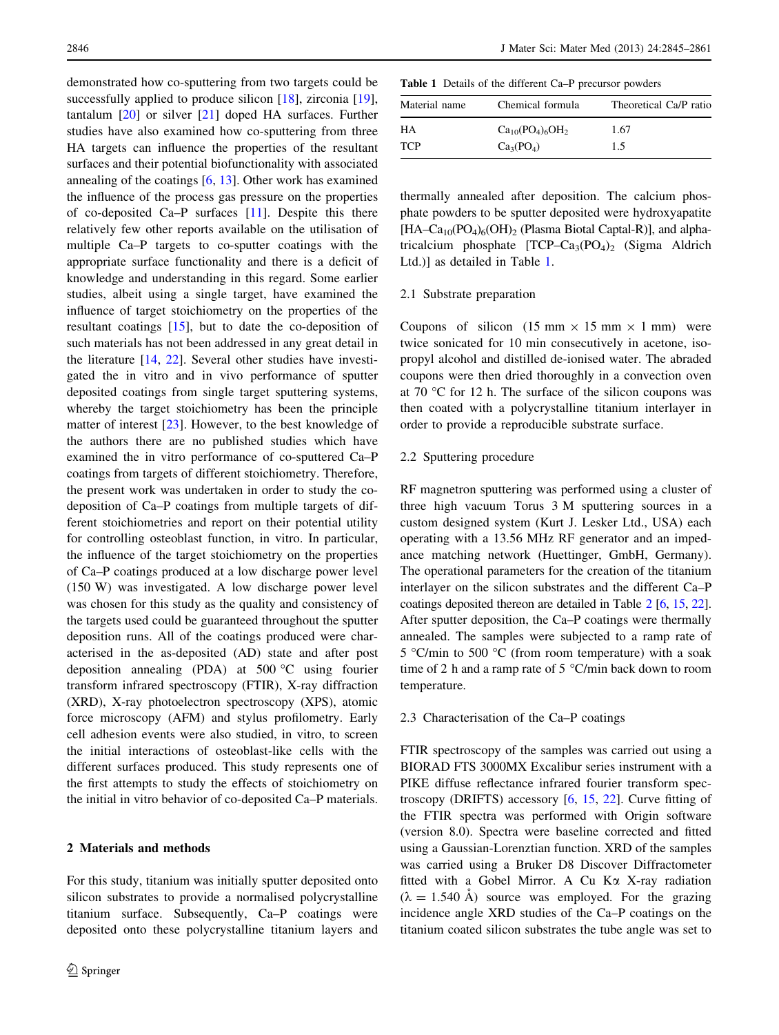demonstrated how co-sputtering from two targets could be successfully applied to produce silicon [18], zirconia [19], tantalum [20] or silver [21] doped HA surfaces. Further studies have also examined how co-sputtering from three HA targets can influence the properties of the resultant surfaces and their potential biofunctionality with associated annealing of the coatings [6, 13]. Other work has examined the influence of the process gas pressure on the properties of co-deposited Ca–P surfaces [11]. Despite this there relatively few other reports available on the utilisation of multiple Ca–P targets to co-sputter coatings with the appropriate surface functionality and there is a deficit of knowledge and understanding in this regard. Some earlier studies, albeit using a single target, have examined the influence of target stoichiometry on the properties of the resultant coatings [15], but to date the co-deposition of such materials has not been addressed in any great detail in the literature [14, 22]. Several other studies have investigated the in vitro and in vivo performance of sputter deposited coatings from single target sputtering systems, whereby the target stoichiometry has been the principle matter of interest [23]. However, to the best knowledge of the authors there are no published studies which have examined the in vitro performance of co-sputtered Ca–P coatings from targets of different stoichiometry. Therefore, the present work was undertaken in order to study the co-deposition of Ca–P coatings from multiple targets of different stoichiometries and report on their potential utility for controlling osteoblast function, in vitro. In particular, the influence of the target stoichiometry on the properties of Ca–P coatings produced at a low discharge power level (150 W) was investigated. A low discharge power level was chosen for this study as the quality and consistency of the targets used could be guaranteed throughout the sputter deposition runs. All of the coatings produced were characterised in the as-deposited (AD) state and after post deposition annealing (PDA) at 500 °C using fourier transform infrared spectroscopy (FTIR), X-ray diffraction (XRD), X-ray photoelectron spectroscopy (XPS), atomic force microscopy (AFM) and stylus profilometry. Early cell adhesion events were also studied, in vitro, to screen the initial interactions of osteoblast-like cells with the different surfaces produced. This study represents one of the first attempts to study the effects of stoichiometry on the initial in vitro behavior of co-deposited Ca–P materials.

## 2 Materials and methods

For this study, titanium was initially sputter deposited onto silicon substrates to provide a normalised polycrystalline titanium surface. Subsequently, Ca–P coatings were deposited onto these polycrystalline titanium layers and thermally annealed after deposition. The calcium phosphate powders to be sputter deposited were hydroxyapatite [HA–$Ca_{10}(PO_4)_6(OH)_2$ (Plasma Biotal Captal-R)], and alpha-tricalcium phosphate [TCP–$Ca_3(PO_4)_2$ (Sigma Aldrich Ltd.)] as detailed in Table 1.

Table 1 Details of the different Ca–P precursor powders

| Material name | Chemical formula | Theoretical Ca/P ratio |
|---|---|---|
| HA | $Ca_{10}(PO_4)_6OH_2$ | 1.67 |
| TCP | $Ca_3(PO_4)$ | 1.5 |

### 2.1 Substrate preparation

Coupons of silicon (15 mm × 15 mm × 1 mm) were twice sonicated for 10 min consecutively in acetone, isopropyl alcohol and distilled de-ionised water. The abraded coupons were then dried thoroughly in a convection oven at 70 °C for 12 h. The surface of the silicon coupons was then coated with a polycrystalline titanium interlayer in order to provide a reproducible substrate surface.

### 2.2 Sputtering procedure

RF magnetron sputtering was performed using a cluster of three high vacuum Torus 3 M sputtering sources in a custom designed system (Kurt J. Lesker Ltd., USA) each operating with a 13.56 MHz RF generator and an impedance matching network (Huettinger, GmbH, Germany). The operational parameters for the creation of the titanium interlayer on the silicon substrates and the different Ca–P coatings deposited thereon are detailed in Table 2 [6, 15, 22]. After sputter deposition, the Ca–P coatings were thermally annealed. The samples were subjected to a ramp rate of 5 °C/min to 500 °C (from room temperature) with a soak time of 2 h and a ramp rate of 5 °C/min back down to room temperature.

### 2.3 Characterisation of the Ca–P coatings

FTIR spectroscopy of the samples was carried out using a BIORAD FTS 3000MX Excalibur series instrument with a PIKE diffuse reflectance infrared fourier transform spectroscopy (DRIFTS) accessory [6, 15, 22]. Curve fitting of the FTIR spectra was performed with Origin software (version 8.0). Spectra were baseline corrected and fitted using a Gaussian-Lorenztian function. XRD of the samples was carried using a Bruker D8 Discover Diffractometer fitted with a Gobel Mirror. A Cu Kα X-ray radiation (λ = 1.540 Å) source was employed. For the grazing incidence angle XRD studies of the Ca–P coatings on the titanium coated silicon substrates the tube angle was set to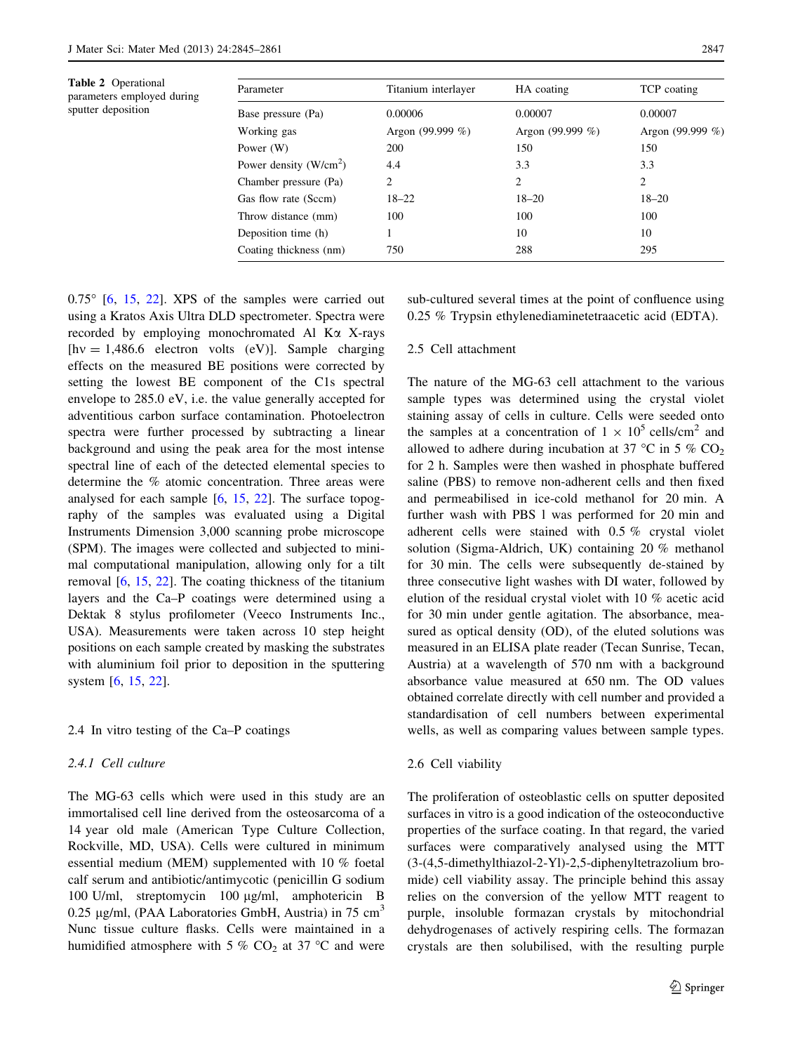Table 2 Operational parameters employed during sputter deposition

| Parameter | Titanium interlayer | HA coating | TCP coating |
|---|---|---|---|
| Base pressure (Pa) | 0.00006 | 0.00007 | 0.00007 |
| Working gas | Argon (99.999 %) | Argon (99.999 %) | Argon (99.999 %) |
| Power (W) | 200 | 150 | 150 |
| Power density (W/cm$^2$) | 4.4 | 3.3 | 3.3 |
| Chamber pressure (Pa) | 2 | 2 | 2 |
| Gas flow rate (Sccm) | 18–22 | 18–20 | 18–20 |
| Throw distance (mm) | 100 | 100 | 100 |
| Deposition time (h) | 1 | 10 | 10 |
| Coating thickness (nm) | 750 | 288 | 295 |

0.75° [6, 15, 22]. XPS of the samples were carried out using a Kratos Axis Ultra DLD spectrometer. Spectra were recorded by employing monochromated Al Kα X-rays [hν = 1,486.6 electron volts (eV)]. Sample charging effects on the measured BE positions were corrected by setting the lowest BE component of the C1s spectral envelope to 285.0 eV, i.e. the value generally accepted for adventitious carbon surface contamination. Photoelectron spectra were further processed by subtracting a linear background and using the peak area for the most intense spectral line of each of the detected elemental species to determine the % atomic concentration. Three areas were analysed for each sample [6, 15, 22]. The surface topography of the samples was evaluated using a Digital Instruments Dimension 3,000 scanning probe microscope (SPM). The images were collected and subjected to minimal computational manipulation, allowing only for a tilt removal [6, 15, 22]. The coating thickness of the titanium layers and the Ca–P coatings were determined using a Dektak 8 stylus profilometer (Veeco Instruments Inc., USA). Measurements were taken across 10 step height positions on each sample created by masking the substrates with aluminium foil prior to deposition in the sputtering system [6, 15, 22].

## 2.4 In vitro testing of the Ca–P coatings

### 2.4.1 Cell culture

The MG-63 cells which were used in this study are an immortalised cell line derived from the osteosarcoma of a 14 year old male (American Type Culture Collection, Rockville, MD, USA). Cells were cultured in minimum essential medium (MEM) supplemented with 10 % foetal calf serum and antibiotic/antimycotic (penicillin G sodium 100 U/ml, streptomycin 100 µg/ml, amphotericin B 0.25 µg/ml, (PAA Laboratories GmbH, Austria) in 75 cm$^3$ Nunc tissue culture flasks. Cells were maintained in a humidified atmosphere with 5 % $CO_2$ at 37 °C and were sub-cultured several times at the point of confluence using 0.25 % Trypsin ethylenediaminetetraacetic acid (EDTA).

## 2.5 Cell attachment

The nature of the MG-63 cell attachment to the various sample types was determined using the crystal violet staining assay of cells in culture. Cells were seeded onto the samples at a concentration of $1 \times 10^5$ cells/cm$^2$ and allowed to adhere during incubation at 37 °C in 5 % $CO_2$ for 2 h. Samples were then washed in phosphate buffered saline (PBS) to remove non-adherent cells and then fixed and permeabilised in ice-cold methanol for 20 min. A further wash with PBS 1 was performed for 20 min and adherent cells were stained with 0.5 % crystal violet solution (Sigma-Aldrich, UK) containing 20 % methanol for 30 min. The cells were subsequently de-stained by three consecutive light washes with DI water, followed by elution of the residual crystal violet with 10 % acetic acid for 30 min under gentle agitation. The absorbance, measured as optical density (OD), of the eluted solutions was measured in an ELISA plate reader (Tecan Sunrise, Tecan, Austria) at a wavelength of 570 nm with a background absorbance value measured at 650 nm. The OD values obtained correlate directly with cell number and provided a standardisation of cell numbers between experimental wells, as well as comparing values between sample types.

## 2.6 Cell viability

The proliferation of osteoblastic cells on sputter deposited surfaces in vitro is a good indication of the osteoconductive properties of the surface coating. In that regard, the varied surfaces were comparatively analysed using the MTT (3-(4,5-dimethylthiazol-2-Yl)-2,5-diphenyltetrazolium bromide) cell viability assay. The principle behind this assay relies on the conversion of the yellow MTT reagent to purple, insoluble formazan crystals by mitochondrial dehydrogenases of actively respiring cells. The formazan crystals are then solubilised, with the resulting purple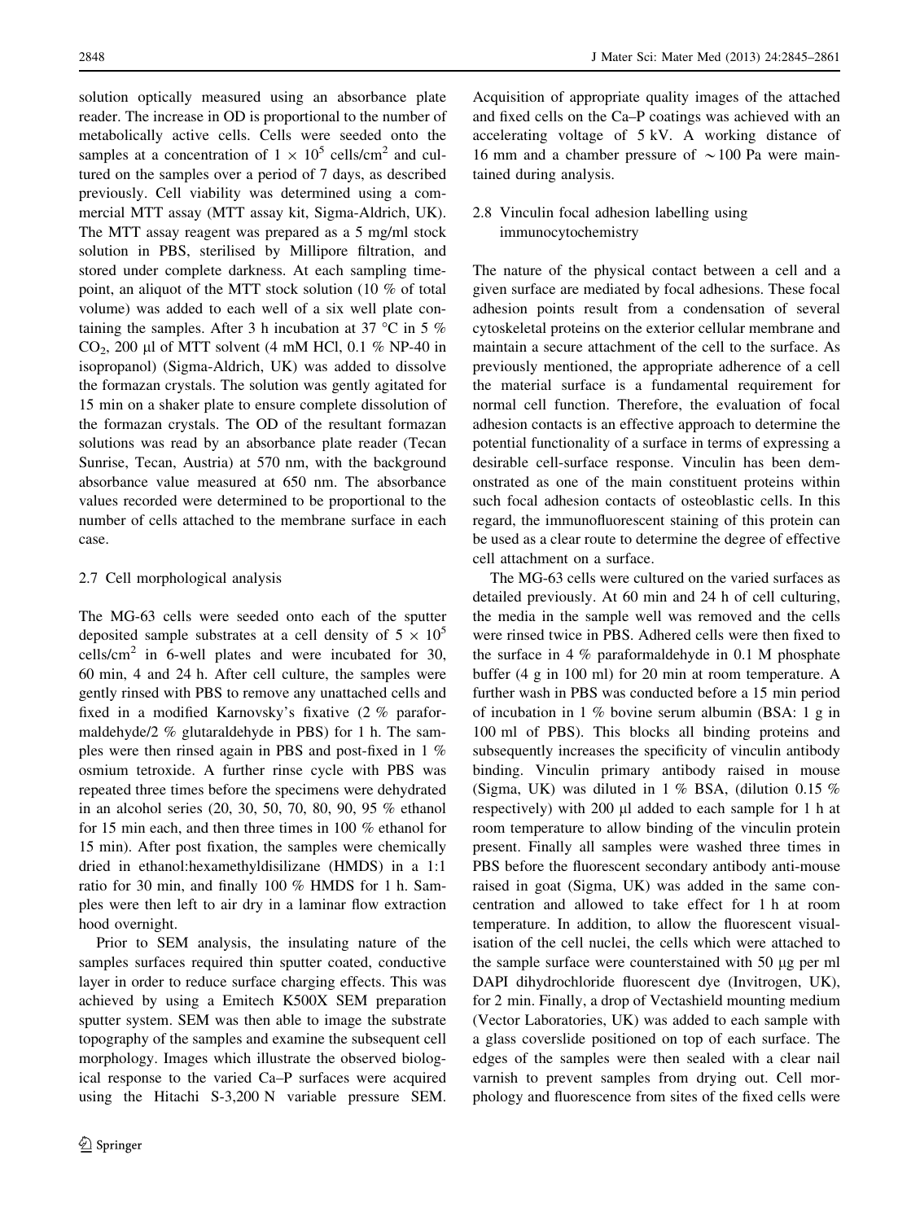solution optically measured using an absorbance plate reader. The increase in OD is proportional to the number of metabolically active cells. Cells were seeded onto the samples at a concentration of $1 \times 10^5$ cells/cm$^2$ and cultured on the samples over a period of 7 days, as described previously. Cell viability was determined using a commercial MTT assay (MTT assay kit, Sigma-Aldrich, UK). The MTT assay reagent was prepared as a 5 mg/ml stock solution in PBS, sterilised by Millipore filtration, and stored under complete darkness. At each sampling timepoint, an aliquot of the MTT stock solution (10 % of total volume) was added to each well of a six well plate containing the samples. After 3 h incubation at 37 °C in 5 % $CO_2$, 200 μl of MTT solvent (4 mM HCl, 0.1 % NP-40 in isopropanol) (Sigma-Aldrich, UK) was added to dissolve the formazan crystals. The solution was gently agitated for 15 min on a shaker plate to ensure complete dissolution of the formazan crystals. The OD of the resultant formazan solutions was read by an absorbance plate reader (Tecan Sunrise, Tecan, Austria) at 570 nm, with the background absorbance value measured at 650 nm. The absorbance values recorded were determined to be proportional to the number of cells attached to the membrane surface in each case.

### 2.7 Cell morphological analysis

The MG-63 cells were seeded onto each of the sputter deposited sample substrates at a cell density of $5 \times 10^5$ cells/cm$^2$ in 6-well plates and were incubated for 30, 60 min, 4 and 24 h. After cell culture, the samples were gently rinsed with PBS to remove any unattached cells and fixed in a modified Karnovsky's fixative (2 % paraformaldehyde/2 % glutaraldehyde in PBS) for 1 h. The samples were then rinsed again in PBS and post-fixed in 1 % osmium tetroxide. A further rinse cycle with PBS was repeated three times before the specimens were dehydrated in an alcohol series (20, 30, 50, 70, 80, 90, 95 % ethanol for 15 min each, and then three times in 100 % ethanol for 15 min). After post fixation, the samples were chemically dried in ethanol:hexamethyldisilizane (HMDS) in a 1:1 ratio for 30 min, and finally 100 % HMDS for 1 h. Samples were then left to air dry in a laminar flow extraction hood overnight.

Prior to SEM analysis, the insulating nature of the samples surfaces required thin sputter coated, conductive layer in order to reduce surface charging effects. This was achieved by using a Emitech K500X SEM preparation sputter system. SEM was then able to image the substrate topography of the samples and examine the subsequent cell morphology. Images which illustrate the observed biological response to the varied Ca–P surfaces were acquired using the Hitachi S-3,200 N variable pressure SEM. Acquisition of appropriate quality images of the attached and fixed cells on the Ca–P coatings was achieved with an accelerating voltage of 5 kV. A working distance of 16 mm and a chamber pressure of ~100 Pa were maintained during analysis.

### 2.8 Vinculin focal adhesion labelling using immunocytochemistry

The nature of the physical contact between a cell and a given surface are mediated by focal adhesions. These focal adhesion points result from a condensation of several cytoskeletal proteins on the exterior cellular membrane and maintain a secure attachment of the cell to the surface. As previously mentioned, the appropriate adherence of a cell the material surface is a fundamental requirement for normal cell function. Therefore, the evaluation of focal adhesion contacts is an effective approach to determine the potential functionality of a surface in terms of expressing a desirable cell-surface response. Vinculin has been demonstrated as one of the main constituent proteins within such focal adhesion contacts of osteoblastic cells. In this regard, the immunofluorescent staining of this protein can be used as a clear route to determine the degree of effective cell attachment on a surface.

The MG-63 cells were cultured on the varied surfaces as detailed previously. At 60 min and 24 h of cell culturing, the media in the sample well was removed and the cells were rinsed twice in PBS. Adhered cells were then fixed to the surface in 4 % paraformaldehyde in 0.1 M phosphate buffer (4 g in 100 ml) for 20 min at room temperature. A further wash in PBS was conducted before a 15 min period of incubation in 1 % bovine serum albumin (BSA: 1 g in 100 ml of PBS). This blocks all binding proteins and subsequently increases the specificity of vinculin antibody binding. Vinculin primary antibody raised in mouse (Sigma, UK) was diluted in 1 % BSA, (dilution 0.15 % respectively) with 200 μl added to each sample for 1 h at room temperature to allow binding of the vinculin protein present. Finally all samples were washed three times in PBS before the fluorescent secondary antibody anti-mouse raised in goat (Sigma, UK) was added in the same concentration and allowed to take effect for 1 h at room temperature. In addition, to allow the fluorescent visualisation of the cell nuclei, the cells which were attached to the sample surface were counterstained with 50 μg per ml DAPI dihydrochloride fluorescent dye (Invitrogen, UK), for 2 min. Finally, a drop of Vectashield mounting medium (Vector Laboratories, UK) was added to each sample with a glass coverslide positioned on top of each surface. The edges of the samples were then sealed with a clear nail varnish to prevent samples from drying out. Cell morphology and fluorescence from sites of the fixed cells were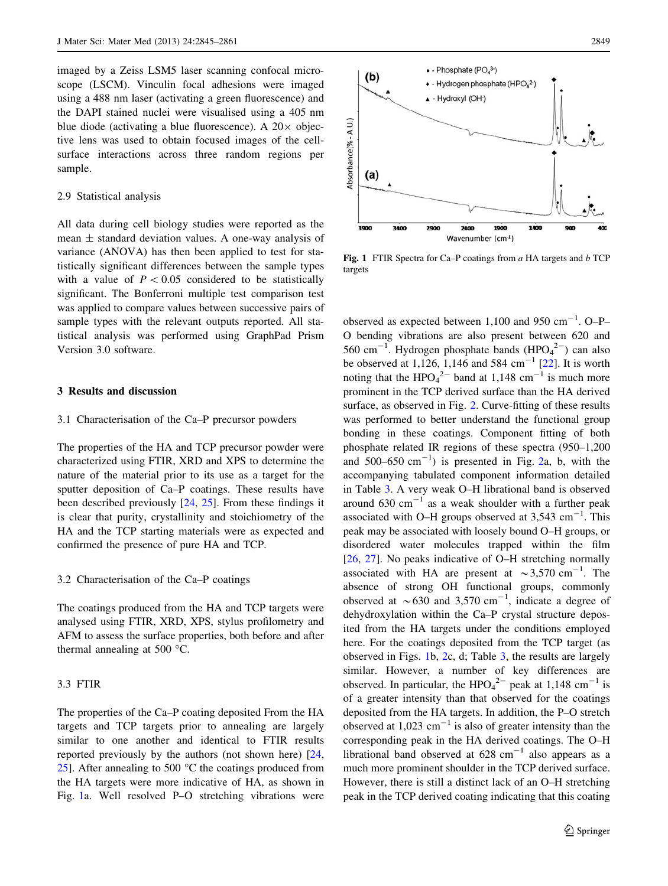imaged by a Zeiss LSM5 laser scanning confocal microscope (LSCM). Vinculin focal adhesions were imaged using a 488 nm laser (activating a green fluorescence) and the DAPI stained nuclei were visualised using a 405 nm blue diode (activating a blue fluorescence). A 20× objective lens was used to obtain focused images of the cell-surface interactions across three random regions per sample.

### 2.9 Statistical analysis

All data during cell biology studies were reported as the mean ± standard deviation values. A one-way analysis of variance (ANOVA) has then been applied to test for statistically significant differences between the sample types with a value of $P < 0.05$ considered to be statistically significant. The Bonferroni multiple test comparison test was applied to compare values between successive pairs of sample types with the relevant outputs reported. All statistical analysis was performed using GraphPad Prism Version 3.0 software.

## 3 Results and discussion

### 3.1 Characterisation of the Ca–P precursor powders

The properties of the HA and TCP precursor powder were characterized using FTIR, XRD and XPS to determine the nature of the material prior to its use as a target for the sputter deposition of Ca–P coatings. These results have been described previously [24, 25]. From these findings it is clear that purity, crystallinity and stoichiometry of the HA and the TCP starting materials were as expected and confirmed the presence of pure HA and TCP.

### 3.2 Characterisation of the Ca–P coatings

The coatings produced from the HA and TCP targets were analysed using FTIR, XRD, XPS, stylus profilometry and AFM to assess the surface properties, both before and after thermal annealing at 500 °C.

### 3.3 FTIR

The properties of the Ca–P coating deposited From the HA targets and TCP targets prior to annealing are largely similar to one another and identical to FTIR results reported previously by the authors (not shown here) [24, 25]. After annealing to 500 °C the coatings produced from the HA targets were more indicative of HA, as shown in Fig. 1a. Well resolved P–O stretching vibrations were observed as expected between 1,100 and 950 $cm^{-1}$. O–P–O bending vibrations are also present between 620 and 560 $cm^{-1}$. Hydrogen phosphate bands ($HPO_4^{2-}$) can also be observed at 1,126, 1,146 and 584 $cm^{-1}$ [22]. It is worth noting that the $HPO_4^{2-}$ band at 1,148 $cm^{-1}$ is much more prominent in the TCP derived surface than the HA derived surface, as observed in Fig. 2. Curve-fitting of these results was performed to better understand the functional group bonding in these coatings. Component fitting of both phosphate related IR regions of these spectra (950–1,200 and 500–650 $cm^{-1}$) is presented in Fig. 2a, b, with the accompanying tabulated component information detailed in Table 3. A very weak O–H librational band is observed around 630 $cm^{-1}$ as a weak shoulder with a further peak associated with O–H groups observed at 3,543 $cm^{-1}$. This peak may be associated with loosely bound O–H groups, or disordered water molecules trapped within the film [26, 27]. No peaks indicative of O–H stretching normally associated with HA are present at ~3,570 $cm^{-1}$. The absence of strong OH functional groups, commonly observed at ~630 and 3,570 $cm^{-1}$, indicate a degree of dehydroxylation within the Ca–P crystal structure deposited from the HA targets under the conditions employed here. For the coatings deposited from the TCP target (as observed in Figs. 1b, 2c, d; Table 3, the results are largely similar. However, a number of key differences are observed. In particular, the $HPO_4^{2-}$ peak at 1,148 $cm^{-1}$ is of a greater intensity than that observed for the coatings deposited from the HA targets. In addition, the P–O stretch observed at 1,023 $cm^{-1}$ is also of greater intensity than the corresponding peak in the HA derived coatings. The O–H librational band observed at 628 $cm^{-1}$ also appears as a much more prominent shoulder in the TCP derived surface. However, there is still a distinct lack of an O–H stretching peak in the TCP derived coating indicating that this coating

Fig. 1 FTIR Spectra for Ca–P coatings from *a* HA targets and *b* TCP targets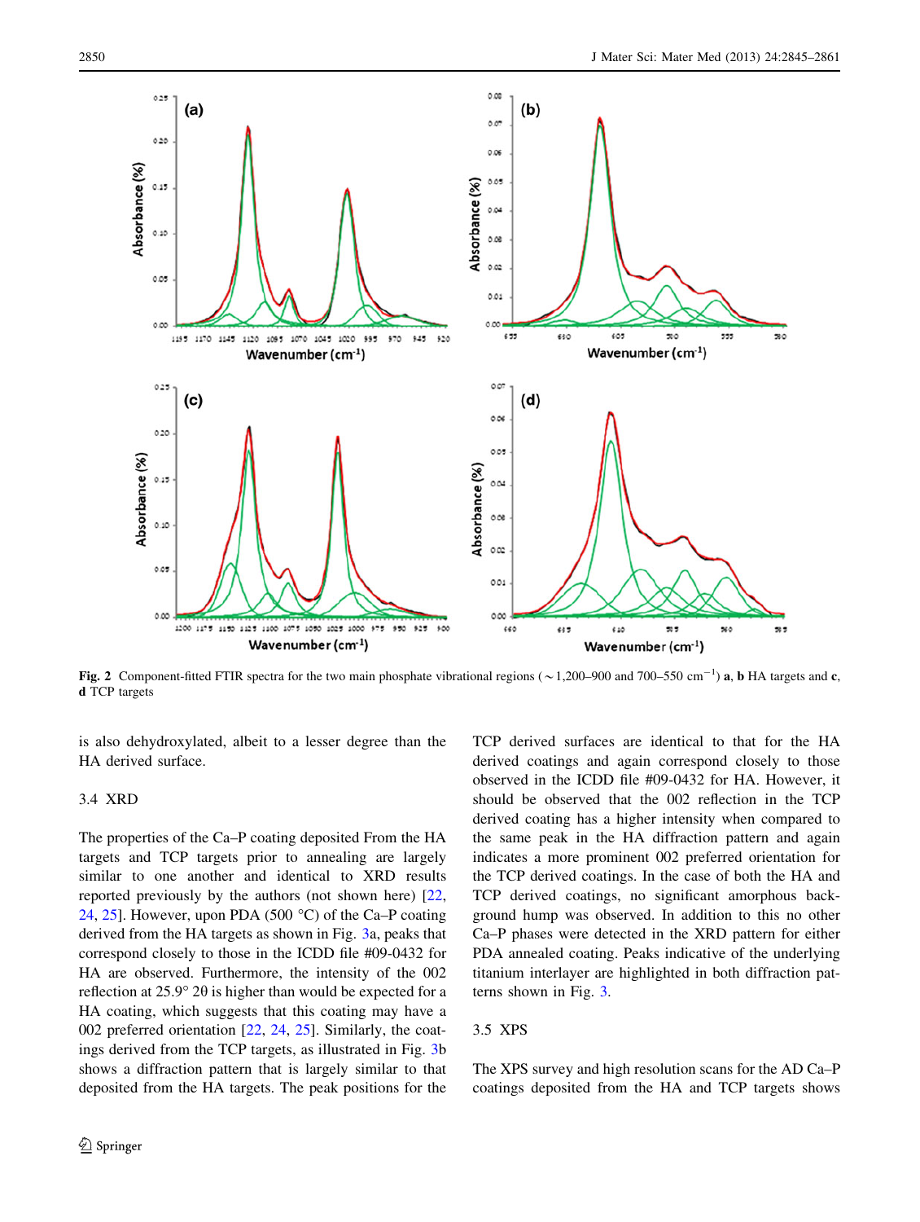Fig. 2 Component-fitted FTIR spectra for the two main phosphate vibrational regions (~1,200–900 and 700–550 $cm^{-1}$) **a**, **b** HA targets and **c**, **d** TCP targets

is also dehydroxylated, albeit to a lesser degree than the HA derived surface.

### 3.4 XRD

The properties of the Ca–P coating deposited From the HA targets and TCP targets prior to annealing are largely similar to one another and identical to XRD results reported previously by the authors (not shown here) [22, 24, 25]. However, upon PDA (500 °C) of the Ca–P coating derived from the HA targets as shown in Fig. 3a, peaks that correspond closely to those in the ICDD file #09-0432 for HA are observed. Furthermore, the intensity of the 002 reflection at 25.9° 2θ is higher than would be expected for a HA coating, which suggests that this coating may have a 002 preferred orientation [22, 24, 25]. Similarly, the coatings derived from the TCP targets, as illustrated in Fig. 3b shows a diffraction pattern that is largely similar to that deposited from the HA targets. The peak positions for the TCP derived surfaces are identical to that for the HA derived coatings and again correspond closely to those observed in the ICDD file #09-0432 for HA. However, it should be observed that the 002 reflection in the TCP derived coating has a higher intensity when compared to the same peak in the HA diffraction pattern and again indicates a more prominent 002 preferred orientation for the TCP derived coatings. In the case of both the HA and TCP derived coatings, no significant amorphous background hump was observed. In addition to this no other Ca–P phases were detected in the XRD pattern for either PDA annealed coating. Peaks indicative of the underlying titanium interlayer are highlighted in both diffraction patterns shown in Fig. 3.

### 3.5 XPS

The XPS survey and high resolution scans for the AD Ca–P coatings deposited from the HA and TCP targets shows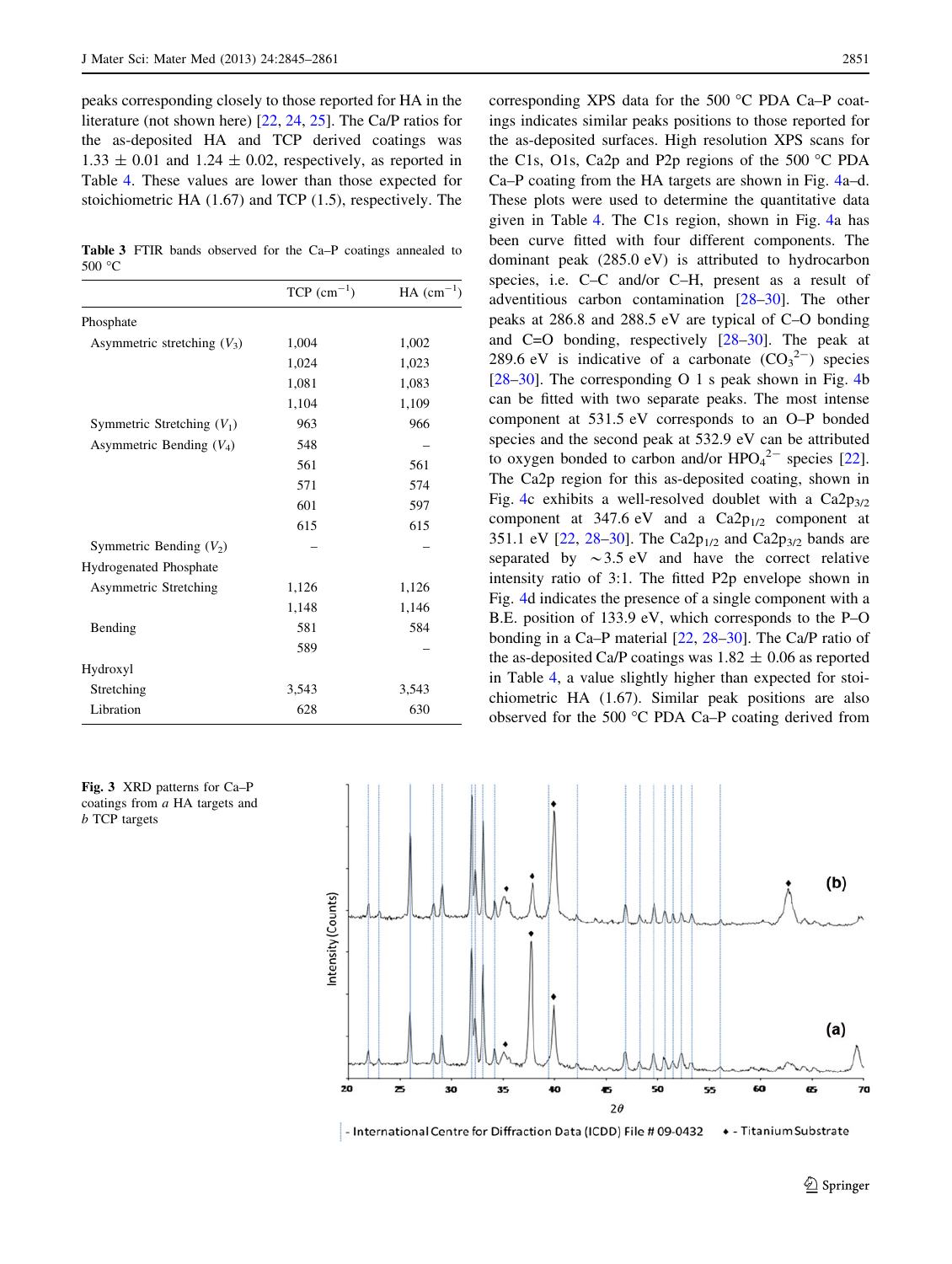peaks corresponding closely to those reported for HA in the literature (not shown here) [22, 24, 25]. The Ca/P ratios for the as-deposited HA and TCP derived coatings was 1.33 ± 0.01 and 1.24 ± 0.02, respectively, as reported in Table 4. These values are lower than those expected for stoichiometric HA (1.67) and TCP (1.5), respectively. The corresponding XPS data for the 500 °C PDA Ca–P coatings indicates similar peaks positions to those reported for the as-deposited surfaces. High resolution XPS scans for the C1s, O1s, Ca2p and P2p regions of the 500 °C PDA Ca–P coating from the HA targets are shown in Fig. 4a–d. These plots were used to determine the quantitative data given in Table 4. The C1s region, shown in Fig. 4a has been curve fitted with four different components. The dominant peak (285.0 eV) is attributed to hydrocarbon species, i.e. C–C and/or C–H, present as a result of adventitious carbon contamination [28–30]. The other peaks at 286.8 and 288.5 eV are typical of C–O bonding and C=O bonding, respectively [28–30]. The peak at 289.6 eV is indicative of a carbonate ($CO_3^{2-}$) species [28–30]. The corresponding O 1 s peak shown in Fig. 4b can be fitted with two separate peaks. The most intense component at 531.5 eV corresponds to an O–P bonded species and the second peak at 532.9 eV can be attributed to oxygen bonded to carbon and/or $HPO_4^{2-}$ species [22]. The Ca2p region for this as-deposited coating, shown in Fig. 4c exhibits a well-resolved doublet with a $Ca2p_{3/2}$ component at 347.6 eV and a $Ca2p_{1/2}$ component at 351.1 eV [22, 28–30]. The $Ca2p_{1/2}$ and $Ca2p_{3/2}$ bands are separated by ~3.5 eV and have the correct relative intensity ratio of 3:1. The fitted P2p envelope shown in Fig. 4d indicates the presence of a single component with a B.E. position of 133.9 eV, which corresponds to the P–O bonding in a Ca–P material [22, 28–30]. The Ca/P ratio of the as-deposited Ca/P coatings was 1.82 ± 0.06 as reported in Table 4, a value slightly higher than expected for stoichiometric HA (1.67). Similar peak positions are also observed for the 500 °C PDA Ca–P coating derived from

**Table 3** FTIR bands observed for the Ca–P coatings annealed to 500 °C

| | TCP ($cm^{-1}$) | HA ($cm^{-1}$) |
|---|---|---|
| Phosphate | | |
| Asymmetric stretching ($V_3$) | 1,004 | 1,002 |
| | 1,024 | 1,023 |
| | 1,081 | 1,083 |
| | 1,104 | 1,109 |
| Symmetric Stretching ($V_1$) | 963 | 966 |
| Asymmetric Bending ($V_4$) | 548 | – |
| | 561 | 561 |
| | 571 | 574 |
| | 601 | 597 |
| | 615 | 615 |
| Symmetric Bending ($V_2$) | – | – |
| Hydrogenated Phosphate | | |
| Asymmetric Stretching | 1,126 | 1,126 |
| | 1,148 | 1,146 |
| Bending | 581 | 584 |
| | 589 | – |
| Hydroxyl | | |
| Stretching | 3,543 | 3,543 |
| Libration | 628 | 630 |

**Fig. 3** XRD patterns for Ca–P coatings from *a* HA targets and *b* TCP targets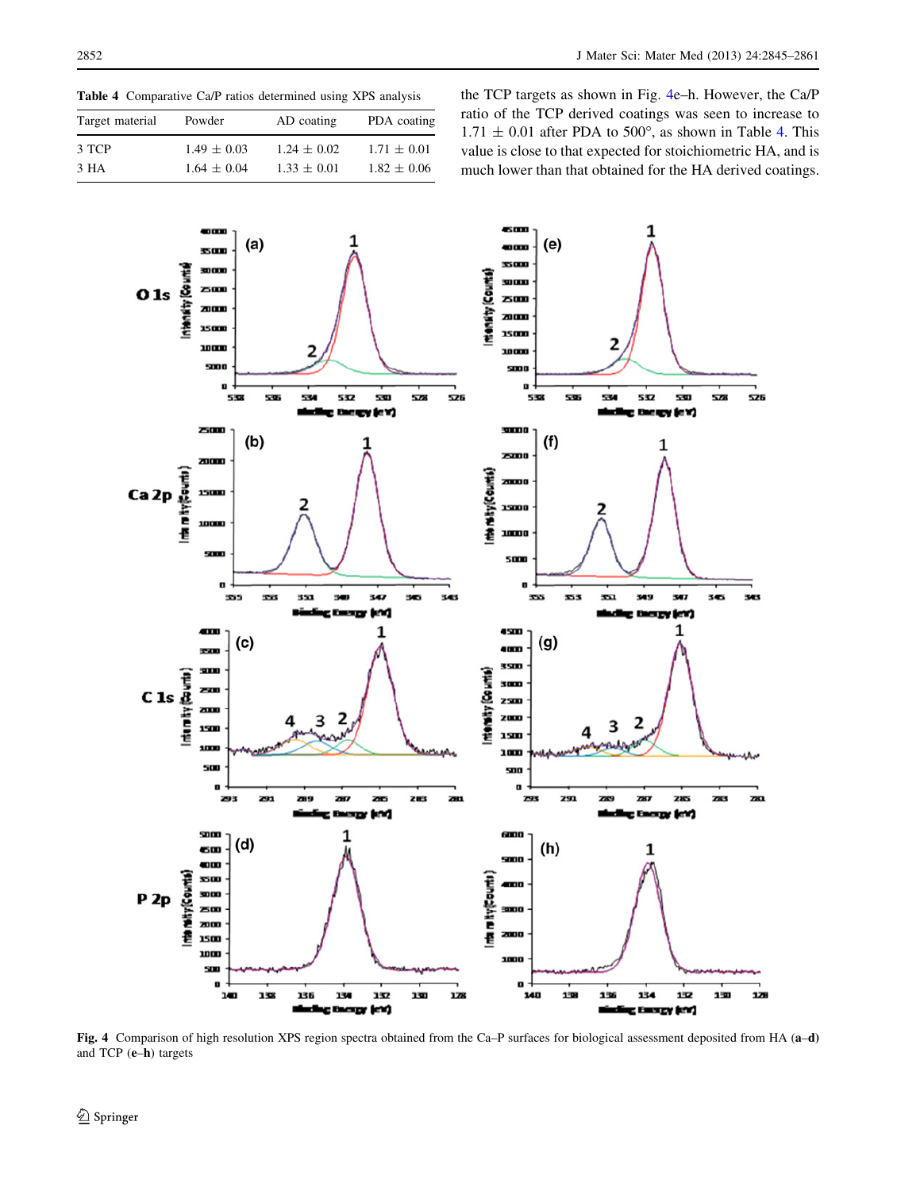**Table 4** Comparative Ca/P ratios determined using XPS analysis

| Target material | Powder | AD coating | PDA coating |
|---|---|---|---|
| 3 TCP | 1.49 ± 0.03 | 1.24 ± 0.02 | 1.71 ± 0.01 |
| 3 HA | 1.64 ± 0.04 | 1.33 ± 0.01 | 1.82 ± 0.06 |

the TCP targets as shown in Fig. 4e–h. However, the Ca/P ratio of the TCP derived coatings was seen to increase to 1.71 ± 0.01 after PDA to 500°, as shown in Table 4. This value is close to that expected for stoichiometric HA, and is much lower than that obtained for the HA derived coatings.

**Fig. 4** Comparison of high resolution XPS region spectra obtained from the Ca–P surfaces for biological assessment deposited from HA (**a–d**) and TCP (**e–h**) targets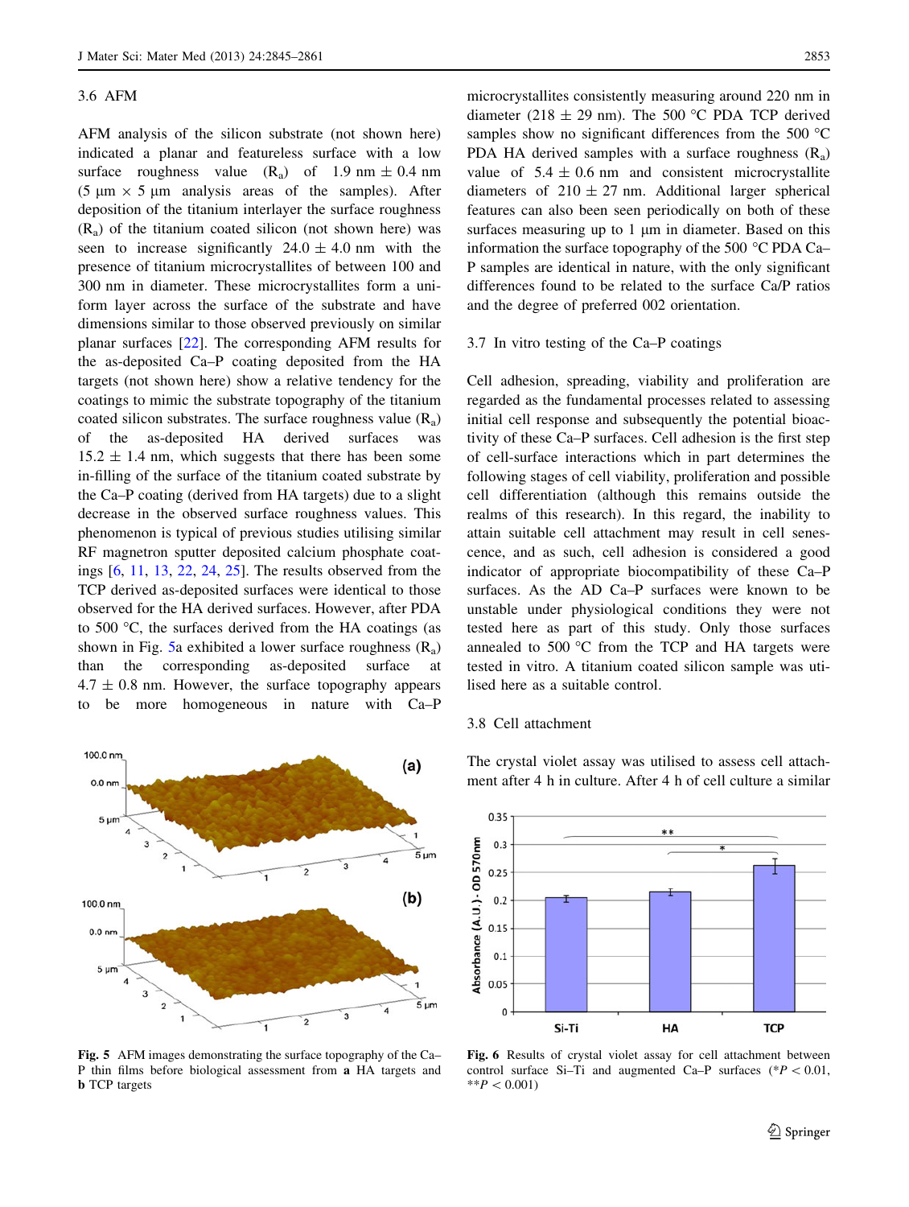### 3.6 AFM

AFM analysis of the silicon substrate (not shown here) indicated a planar and featureless surface with a low surface roughness value ($R_a$) of 1.9 nm ± 0.4 nm (5 μm × 5 μm analysis areas of the samples). After deposition of the titanium interlayer the surface roughness ($R_a$) of the titanium coated silicon (not shown here) was seen to increase significantly 24.0 ± 4.0 nm with the presence of titanium microcrystallites of between 100 and 300 nm in diameter. These microcrystallites form a uniform layer across the surface of the substrate and have dimensions similar to those observed previously on similar planar surfaces [22]. The corresponding AFM results for the as-deposited Ca–P coating deposited from the HA targets (not shown here) show a relative tendency for the coatings to mimic the substrate topography of the titanium coated silicon substrates. The surface roughness value ($R_a$) of the as-deposited HA derived surfaces was 15.2 ± 1.4 nm, which suggests that there has been some in-filling of the surface of the titanium coated substrate by the Ca–P coating (derived from HA targets) due to a slight decrease in the observed surface roughness values. This phenomenon is typical of previous studies utilising similar RF magnetron sputter deposited calcium phosphate coatings [6, 11, 13, 22, 24, 25]. The results observed from the TCP derived as-deposited surfaces were identical to those observed for the HA derived surfaces. However, after PDA to 500 °C, the surfaces derived from the HA coatings (as shown in Fig. 5a exhibited a lower surface roughness ($R_a$) than the corresponding as-deposited surface at 4.7 ± 0.8 nm. However, the surface topography appears to be more homogeneous in nature with Ca–P microcrystallites consistently measuring around 220 nm in diameter (218 ± 29 nm). The 500 °C PDA TCP derived samples show no significant differences from the 500 °C PDA HA derived samples with a surface roughness ($R_a$) value of 5.4 ± 0.6 nm and consistent microcrystallite diameters of 210 ± 27 nm. Additional larger spherical features can also been seen periodically on both of these surfaces measuring up to 1 μm in diameter. Based on this information the surface topography of the 500 °C PDA Ca–P samples are identical in nature, with the only significant differences found to be related to the surface Ca/P ratios and the degree of preferred 002 orientation.

Fig. 5 AFM images demonstrating the surface topography of the Ca–P thin films before biological assessment from **a** HA targets and **b** TCP targets

### 3.7 In vitro testing of the Ca–P coatings

Cell adhesion, spreading, viability and proliferation are regarded as the fundamental processes related to assessing initial cell response and subsequently the potential bioactivity of these Ca–P surfaces. Cell adhesion is the first step of cell-surface interactions which in part determines the following stages of cell viability, proliferation and possible cell differentiation (although this remains outside the realms of this research). In this regard, the inability to attain suitable cell attachment may result in cell senescence, and as such, cell adhesion is considered a good indicator of appropriate biocompatibility of these Ca–P surfaces. As the AD Ca–P surfaces were known to be unstable under physiological conditions they were not tested here as part of this study. Only those surfaces annealed to 500 °C from the TCP and HA targets were tested in vitro. A titanium coated silicon sample was utilised here as a suitable control.

### 3.8 Cell attachment

The crystal violet assay was utilised to assess cell attachment after 4 h in culture. After 4 h of cell culture a similar

Fig. 6 Results of crystal violet assay for cell attachment between control surface Si–Ti and augmented Ca–P surfaces (*$P < 0.01$, **$P < 0.001$)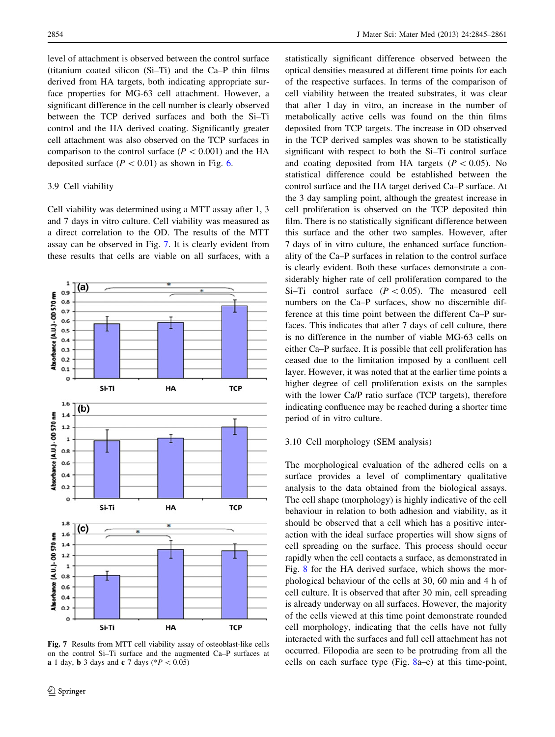level of attachment is observed between the control surface (titanium coated silicon (Si–Ti) and the Ca–P thin films derived from HA targets, both indicating appropriate surface properties for MG-63 cell attachment. However, a significant difference in the cell number is clearly observed between the TCP derived surfaces and both the Si–Ti control and the HA derived coating. Significantly greater cell attachment was also observed on the TCP surfaces in comparison to the control surface ($P < 0.001$) and the HA deposited surface ($P < 0.01$) as shown in Fig. 6.

### 3.9 Cell viability

Cell viability was determined using a MTT assay after 1, 3 and 7 days in vitro culture. Cell viability was measured as a direct correlation to the OD. The results of the MTT assay can be observed in Fig. 7. It is clearly evident from these results that cells are viable on all surfaces, with a statistically significant difference observed between the optical densities measured at different time points for each of the respective surfaces. In terms of the comparison of cell viability between the treated substrates, it was clear that after 1 day in vitro, an increase in the number of metabolically active cells was found on the thin films deposited from TCP targets. The increase in OD observed in the TCP derived samples was shown to be statistically significant with respect to both the Si–Ti control surface and coating deposited from HA targets ($P < 0.05$). No statistical difference could be established between the control surface and the HA target derived Ca–P surface. At the 3 day sampling point, although the greatest increase in cell proliferation is observed on the TCP deposited thin film. There is no statistically significant difference between this surface and the other two samples. However, after 7 days of in vitro culture, the enhanced surface functionality of the Ca–P surfaces in relation to the control surface is clearly evident. Both these surfaces demonstrate a considerably higher rate of cell proliferation compared to the Si–Ti control surface ($P < 0.05$). The measured cell numbers on the Ca–P surfaces, show no discernible difference at this time point between the different Ca–P surfaces. This indicates that after 7 days of cell culture, there is no difference in the number of viable MG-63 cells on either Ca–P surface. It is possible that cell proliferation has ceased due to the limitation imposed by a confluent cell layer. However, it was noted that at the earlier time points a higher degree of cell proliferation exists on the samples with the lower Ca/P ratio surface (TCP targets), therefore indicating confluence may be reached during a shorter time period of in vitro culture.

**Fig. 7** Results from MTT cell viability assay of osteoblast-like cells on the control Si–Ti surface and the augmented Ca–P surfaces at **a** 1 day, **b** 3 days and **c** 7 days (*$P < 0.05$)

### 3.10 Cell morphology (SEM analysis)

The morphological evaluation of the adhered cells on a surface provides a level of complimentary qualitative analysis to the data obtained from the biological assays. The cell shape (morphology) is highly indicative of the cell behaviour in relation to both adhesion and viability, as it should be observed that a cell which has a positive interaction with the ideal surface properties will show signs of cell spreading on the surface. This process should occur rapidly when the cell contacts a surface, as demonstrated in Fig. 8 for the HA derived surface, which shows the morphological behaviour of the cells at 30, 60 min and 4 h of cell culture. It is observed that after 30 min, cell spreading is already underway on all surfaces. However, the majority of the cells viewed at this time point demonstrate rounded cell morphology, indicating that the cells have not fully interacted with the surfaces and full cell attachment has not occurred. Filopodia are seen to be protruding from all the cells on each surface type (Fig. 8a–c) at this time-point,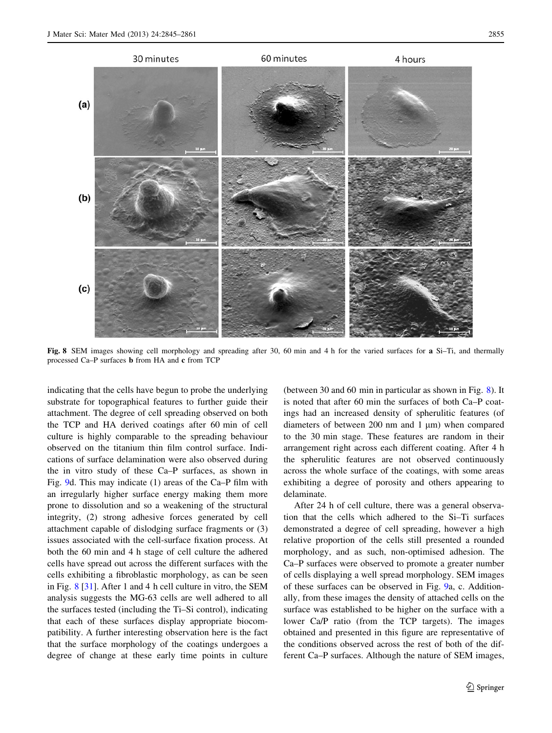Fig. 8 SEM images showing cell morphology and spreading after 30, 60 min and 4 h for the varied surfaces for **a** Si–Ti, and thermally processed Ca–P surfaces **b** from HA and **c** from TCP

indicating that the cells have begun to probe the underlying substrate for topographical features to further guide their attachment. The degree of cell spreading observed on both the TCP and HA derived coatings after 60 min of cell culture is highly comparable to the spreading behaviour observed on the titanium thin film control surface. Indications of surface delamination were also observed during the in vitro study of these Ca–P surfaces, as shown in Fig. 9d. This may indicate (1) areas of the Ca–P film with an irregularly higher surface energy making them more prone to dissolution and so a weakening of the structural integrity, (2) strong adhesive forces generated by cell attachment capable of dislodging surface fragments or (3) issues associated with the cell-surface fixation process. At both the 60 min and 4 h stage of cell culture the adhered cells have spread out across the different surfaces with the cells exhibiting a fibroblastic morphology, as can be seen in Fig. 8 [31]. After 1 and 4 h cell culture in vitro, the SEM analysis suggests the MG-63 cells are well adhered to all the surfaces tested (including the Ti–Si control), indicating that each of these surfaces display appropriate biocompatibility. A further interesting observation here is the fact that the surface morphology of the coatings undergoes a degree of change at these early time points in culture (between 30 and 60 min in particular as shown in Fig. 8). It is noted that after 60 min the surfaces of both Ca–P coatings had an increased density of spherulitic features (of diameters of between 200 nm and 1 μm) when compared to the 30 min stage. These features are random in their arrangement right across each different coating. After 4 h the spherulitic features are not observed continuously across the whole surface of the coatings, with some areas exhibiting a degree of porosity and others appearing to delaminate.

After 24 h of cell culture, there was a general observation that the cells which adhered to the Si–Ti surfaces demonstrated a degree of cell spreading, however a high relative proportion of the cells still presented a rounded morphology, and as such, non-optimised adhesion. The Ca–P surfaces were observed to promote a greater number of cells displaying a well spread morphology. SEM images of these surfaces can be observed in Fig. 9a, c. Additionally, from these images the density of attached cells on the surface was established to be higher on the surface with a lower Ca/P ratio (from the TCP targets). The images obtained and presented in this figure are representative of the conditions observed across the rest of both of the different Ca–P surfaces. Although the nature of SEM images,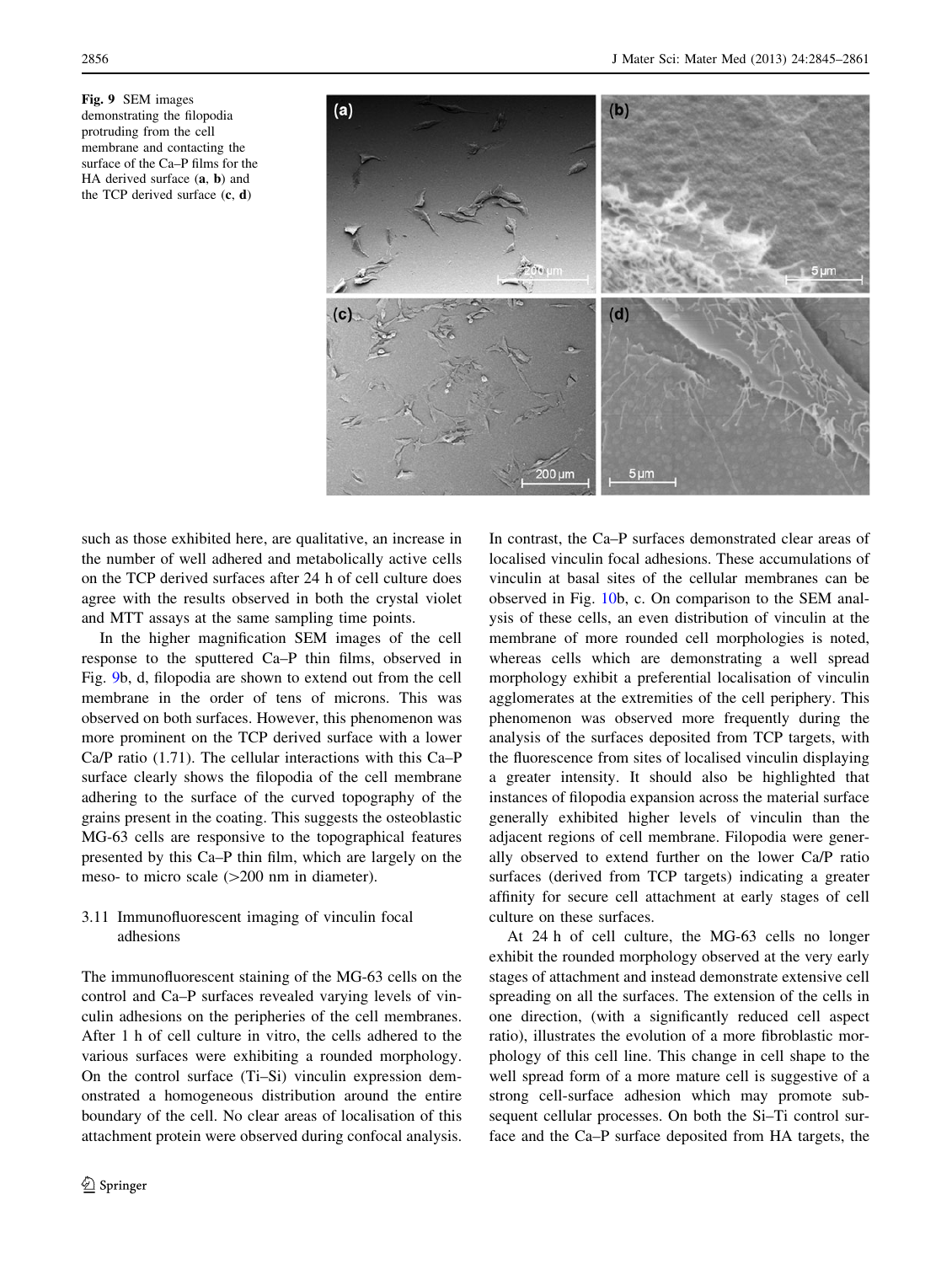**Fig. 9** SEM images demonstrating the filopodia protruding from the cell membrane and contacting the surface of the Ca–P films for the HA derived surface (**a**, **b**) and the TCP derived surface (**c**, **d**)

such as those exhibited here, are qualitative, an increase in the number of well adhered and metabolically active cells on the TCP derived surfaces after 24 h of cell culture does agree with the results observed in both the crystal violet and MTT assays at the same sampling time points.

In the higher magnification SEM images of the cell response to the sputtered Ca–P thin films, observed in Fig. 9b, d, filopodia are shown to extend out from the cell membrane in the order of tens of microns. This was observed on both surfaces. However, this phenomenon was more prominent on the TCP derived surface with a lower Ca/P ratio (1.71). The cellular interactions with this Ca–P surface clearly shows the filopodia of the cell membrane adhering to the surface of the curved topography of the grains present in the coating. This suggests the osteoblastic MG-63 cells are responsive to the topographical features presented by this Ca–P thin film, which are largely on the meso- to micro scale (>200 nm in diameter).

### 3.11 Immunofluorescent imaging of vinculin focal adhesions

The immunofluorescent staining of the MG-63 cells on the control and Ca–P surfaces revealed varying levels of vinculin adhesions on the peripheries of the cell membranes. After 1 h of cell culture in vitro, the cells adhered to the various surfaces were exhibiting a rounded morphology. On the control surface (Ti–Si) vinculin expression demonstrated a homogeneous distribution around the entire boundary of the cell. No clear areas of localisation of this attachment protein were observed during confocal analysis. In contrast, the Ca–P surfaces demonstrated clear areas of localised vinculin focal adhesions. These accumulations of vinculin at basal sites of the cellular membranes can be observed in Fig. 10b, c. On comparison to the SEM analysis of these cells, an even distribution of vinculin at the membrane of more rounded cell morphologies is noted, whereas cells which are demonstrating a well spread morphology exhibit a preferential localisation of vinculin agglomerates at the extremities of the cell periphery. This phenomenon was observed more frequently during the analysis of the surfaces deposited from TCP targets, with the fluorescence from sites of localised vinculin displaying a greater intensity. It should also be highlighted that instances of filopodia expansion across the material surface generally exhibited higher levels of vinculin than the adjacent regions of cell membrane. Filopodia were generally observed to extend further on the lower Ca/P ratio surfaces (derived from TCP targets) indicating a greater affinity for secure cell attachment at early stages of cell culture on these surfaces.

At 24 h of cell culture, the MG-63 cells no longer exhibit the rounded morphology observed at the very early stages of attachment and instead demonstrate extensive cell spreading on all the surfaces. The extension of the cells in one direction, (with a significantly reduced cell aspect ratio), illustrates the evolution of a more fibroblastic morphology of this cell line. This change in cell shape to the well spread form of a more mature cell is suggestive of a strong cell-surface adhesion which may promote subsequent cellular processes. On both the Si–Ti control surface and the Ca–P surface deposited from HA targets, the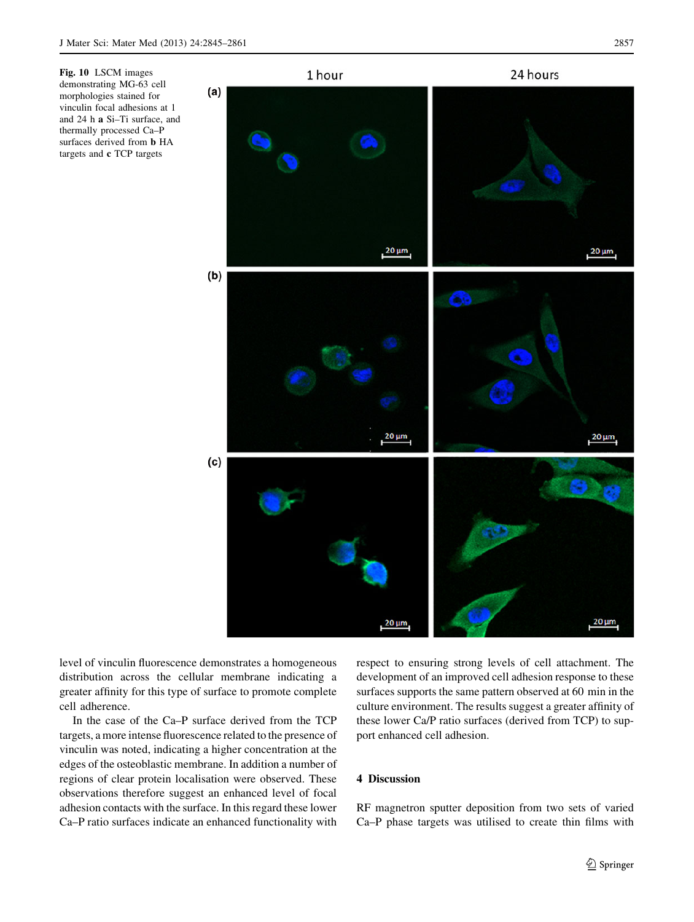Fig. 10 LSCM images demonstrating MG-63 cell morphologies stained for vinculin focal adhesions at 1 and 24 h **a** Si–Ti surface, and thermally processed Ca–P surfaces derived from **b** HA targets and **c** TCP targets

level of vinculin fluorescence demonstrates a homogeneous distribution across the cellular membrane indicating a greater affinity for this type of surface to promote complete cell adherence.

In the case of the Ca–P surface derived from the TCP targets, a more intense fluorescence related to the presence of vinculin was noted, indicating a higher concentration at the edges of the osteoblastic membrane. In addition a number of regions of clear protein localisation were observed. These observations therefore suggest an enhanced level of focal adhesion contacts with the surface. In this regard these lower Ca–P ratio surfaces indicate an enhanced functionality with respect to ensuring strong levels of cell attachment. The development of an improved cell adhesion response to these surfaces supports the same pattern observed at 60 min in the culture environment. The results suggest a greater affinity of these lower Ca/P ratio surfaces (derived from TCP) to support enhanced cell adhesion.

## 4 Discussion

RF magnetron sputter deposition from two sets of varied Ca–P phase targets was utilised to create thin films with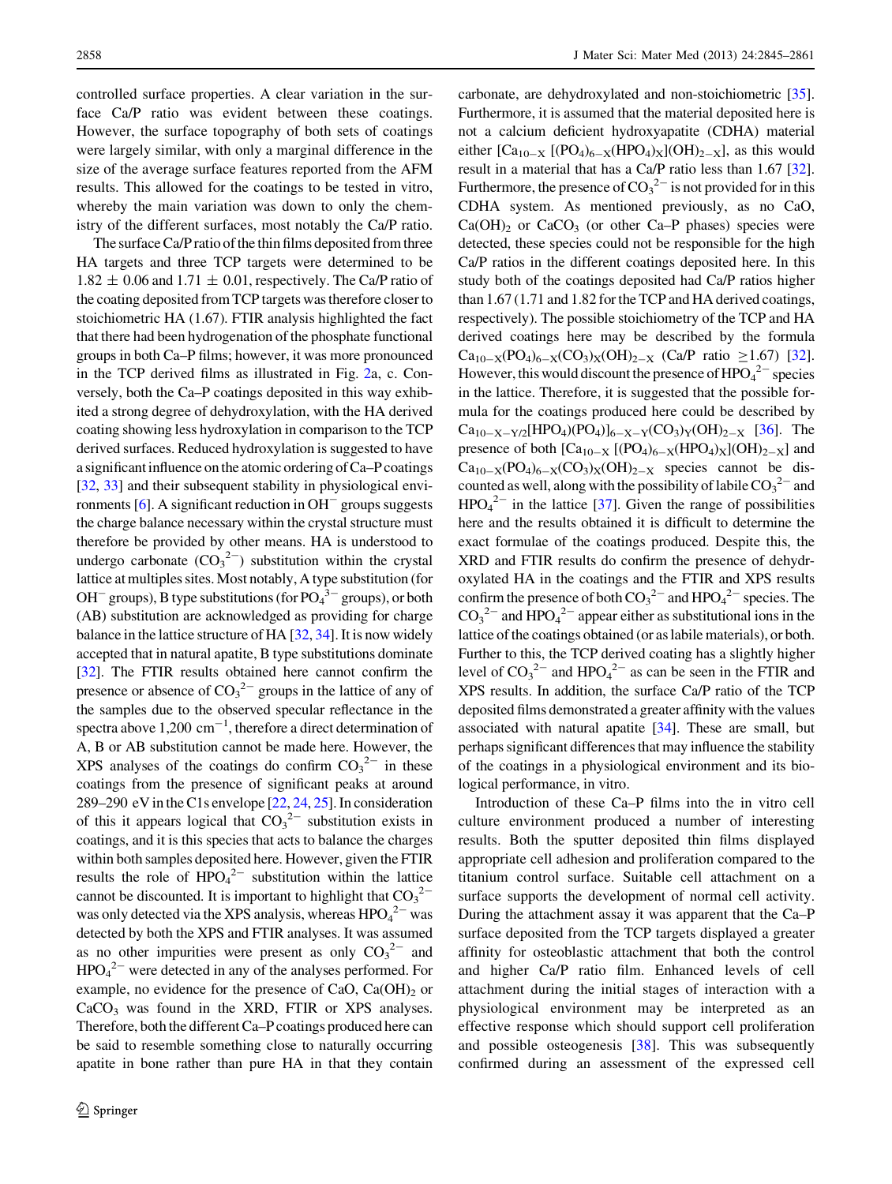controlled surface properties. A clear variation in the surface Ca/P ratio was evident between these coatings. However, the surface topography of both sets of coatings were largely similar, with only a marginal difference in the size of the average surface features reported from the AFM results. This allowed for the coatings to be tested in vitro, whereby the main variation was down to only the chemistry of the different surfaces, most notably the Ca/P ratio.

The surface Ca/P ratio of the thin films deposited from three HA targets and three TCP targets were determined to be $1.82 \pm 0.06$ and $1.71 \pm 0.01$, respectively. The Ca/P ratio of the coating deposited from TCP targets was therefore closer to stoichiometric HA (1.67). FTIR analysis highlighted the fact that there had been hydrogenation of the phosphate functional groups in both Ca–P films; however, it was more pronounced in the TCP derived films as illustrated in Fig. 2a, c. Conversely, both the Ca–P coatings deposited in this way exhibited a strong degree of dehydroxylation, with the HA derived coating showing less hydroxylation in comparison to the TCP derived surfaces. Reduced hydroxylation is suggested to have a significant influence on the atomic ordering of Ca–P coatings [32, 33] and their subsequent stability in physiological environments [6]. A significant reduction in $OH^-$ groups suggests the charge balance necessary within the crystal structure must therefore be provided by other means. HA is understood to undergo carbonate ($CO_3^{2-}$) substitution within the crystal lattice at multiples sites. Most notably, A type substitution (for $OH^-$ groups), B type substitutions (for $PO_4^{3-}$ groups), or both (AB) substitution are acknowledged as providing for charge balance in the lattice structure of HA [32, 34]. It is now widely accepted that in natural apatite, B type substitutions dominate [32]. The FTIR results obtained here cannot confirm the presence or absence of $CO_3^{2-}$ groups in the lattice of any of the samples due to the observed specular reflectance in the spectra above 1,200 cm$^{-1}$, therefore a direct determination of A, B or AB substitution cannot be made here. However, the XPS analyses of the coatings do confirm $CO_3^{2-}$ in these coatings from the presence of significant peaks at around 289–290 eV in the C1s envelope [22, 24, 25]. In consideration of this it appears logical that $CO_3^{2-}$ substitution exists in coatings, and it is this species that acts to balance the charges within both samples deposited here. However, given the FTIR results the role of $HPO_4^{2-}$ substitution within the lattice cannot be discounted. It is important to highlight that $CO_3^{2-}$ was only detected via the XPS analysis, whereas $HPO_4^{2-}$ was detected by both the XPS and FTIR analyses. It was assumed as no other impurities were present as only $CO_3^{2-}$ and $HPO_4^{2-}$ were detected in any of the analyses performed. For example, no evidence for the presence of CaO, $Ca(OH)_2$ or $CaCO_3$ was found in the XRD, FTIR or XPS analyses. Therefore, both the different Ca–P coatings produced here can be said to resemble something close to naturally occurring apatite in bone rather than pure HA in that they contain carbonate, are dehydroxylated and non-stoichiometric [35]. Furthermore, it is assumed that the material deposited here is not a calcium deficient hydroxyapatite (CDHA) material either $[Ca_{10-X}[(PO_4)_{6-X}(HPO_4)_X](OH)_{2-X}]$, as this would result in a material that has a Ca/P ratio less than 1.67 [32]. Furthermore, the presence of $CO_3^{2-}$ is not provided for in this CDHA system. As mentioned previously, as no CaO, $Ca(OH)_2$ or $CaCO_3$ (or other Ca–P phases) species were detected, these species could not be responsible for the high Ca/P ratios in the different coatings deposited here. In this study both of the coatings deposited had Ca/P ratios higher than 1.67 (1.71 and 1.82 for the TCP and HA derived coatings, respectively). The possible stoichiometry of the TCP and HA derived coatings here may be described by the formula $Ca_{10-X}(PO_4)_{6-X}(CO_3)_X(OH)_{2-X}$ (Ca/P ratio $\geq$1.67) [32]. However, this would discount the presence of $HPO_4^{2-}$ species in the lattice. Therefore, it is suggested that the possible formula for the coatings produced here could be described by $Ca_{10-X-Y/2}[HPO_4)(PO_4)]_{6-X-Y}(CO_3)_Y(OH)_{2-X}$ [36]. The presence of both $[Ca_{10-X}[(PO_4)_{6-X}(HPO_4)_X](OH)_{2-X}]$ and $Ca_{10-X}(PO_4)_{6-X}(CO_3)_X(OH)_{2-X}$ species cannot be discounted as well, along with the possibility of labile $CO_3^{2-}$ and $HPO_4^{2-}$ in the lattice [37]. Given the range of possibilities here and the results obtained it is difficult to determine the exact formulae of the coatings produced. Despite this, the XRD and FTIR results do confirm the presence of dehydroxylated HA in the coatings and the FTIR and XPS results confirm the presence of both $CO_3^{2-}$ and $HPO_4^{2-}$ species. The $CO_3^{2-}$ and $HPO_4^{2-}$ appear either as substitutional ions in the lattice of the coatings obtained (or as labile materials), or both. Further to this, the TCP derived coating has a slightly higher level of $CO_3^{2-}$ and $HPO_4^{2-}$ as can be seen in the FTIR and XPS results. In addition, the surface Ca/P ratio of the TCP deposited films demonstrated a greater affinity with the values associated with natural apatite [34]. These are small, but perhaps significant differences that may influence the stability of the coatings in a physiological environment and its biological performance, in vitro.

Introduction of these Ca–P films into the in vitro cell culture environment produced a number of interesting results. Both the sputter deposited thin films displayed appropriate cell adhesion and proliferation compared to the titanium control surface. Suitable cell attachment on a surface supports the development of normal cell activity. During the attachment assay it was apparent that the Ca–P surface deposited from the TCP targets displayed a greater affinity for osteoblast attachment that both the control and higher Ca/P ratio film. Enhanced levels of cell attachment during the initial stages of interaction with a physiological environment may be interpreted as an effective response which should support cell proliferation and possible osteogenesis [38]. This was subsequently confirmed during an assessment of the expressed cell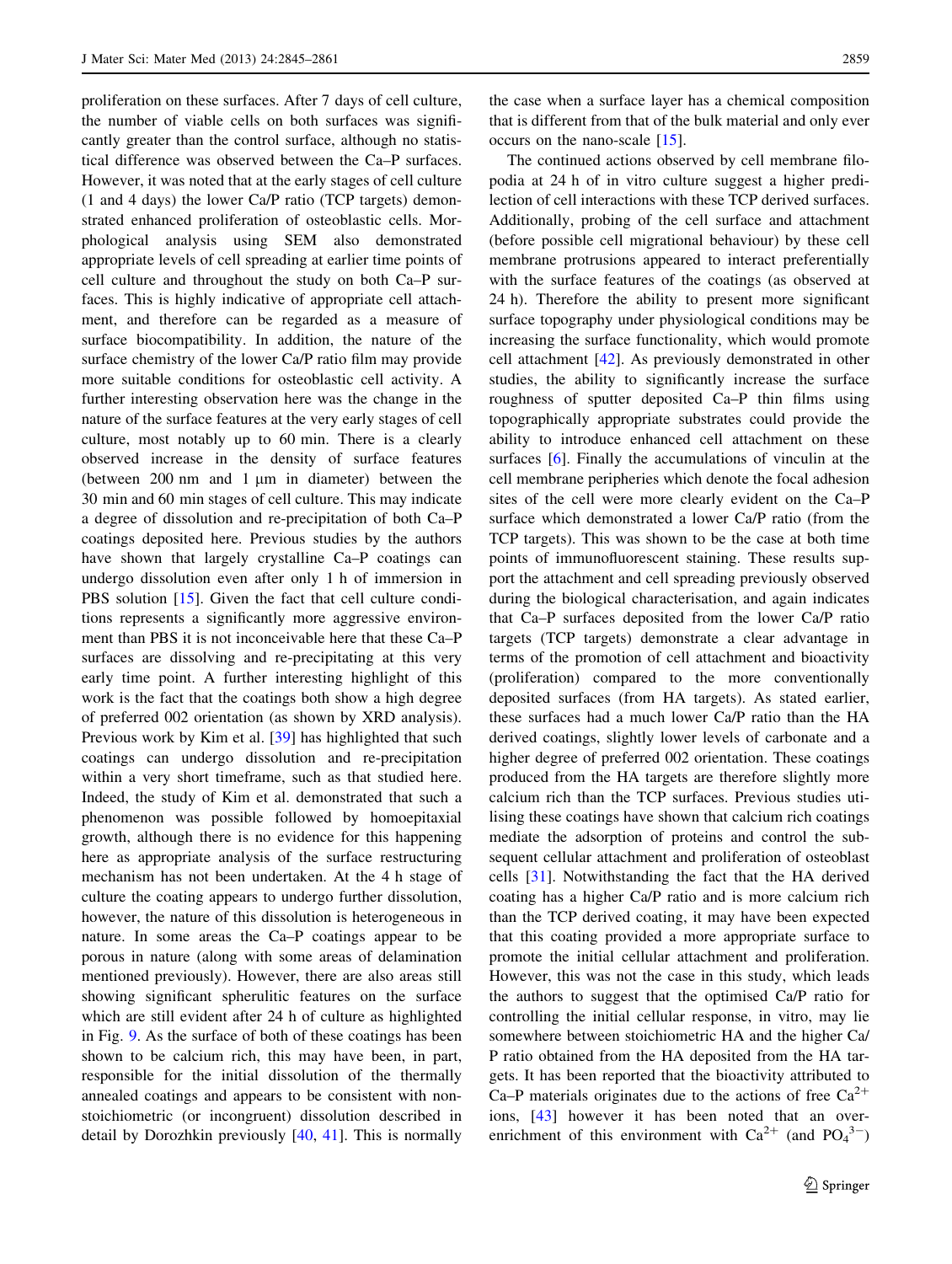proliferation on these surfaces. After 7 days of cell culture, the number of viable cells on both surfaces was significantly greater than the control surface, although no statistical difference was observed between the Ca–P surfaces. However, it was noted that at the early stages of cell culture (1 and 4 days) the lower Ca/P ratio (TCP targets) demonstrated enhanced proliferation of osteoblastic cells. Morphological analysis using SEM also demonstrated appropriate levels of cell spreading at earlier time points of cell culture and throughout the study on both Ca–P surfaces. This is highly indicative of appropriate cell attachment, and therefore can be regarded as a measure of surface biocompatibility. In addition, the nature of the surface chemistry of the lower Ca/P ratio film may provide more suitable conditions for osteoblastic cell activity. A further interesting observation here was the change in the nature of the surface features at the very early stages of cell culture, most notably up to 60 min. There is a clearly observed increase in the density of surface features (between 200 nm and 1 μm in diameter) between the 30 min and 60 min stages of cell culture. This may indicate a degree of dissolution and re-precipitation of both Ca–P coatings deposited here. Previous studies by the authors have shown that largely crystalline Ca–P coatings can undergo dissolution even after only 1 h of immersion in PBS solution [15]. Given the fact that cell culture conditions represents a significantly more aggressive environment than PBS it is not inconceivable here that these Ca–P surfaces are dissolving and re-precipitating at this very early time point. A further interesting highlight of this work is the fact that the coatings both show a high degree of preferred 002 orientation (as shown by XRD analysis). Previous work by Kim et al. [39] has highlighted that such coatings can undergo dissolution and re-precipitation within a very short timeframe, such as that studied here. Indeed, the study of Kim et al. demonstrated that such a phenomenon was possible followed by homoepitaxial growth, although there is no evidence for this happening here as appropriate analysis of the surface restructuring mechanism has not been undertaken. At the 4 h stage of culture the coating appears to undergo further dissolution, however, the nature of this dissolution is heterogeneous in nature. In some areas the Ca–P coatings appear to be porous in nature (along with some areas of delamination mentioned previously). However, there are also areas still showing significant spherulitic features on the surface which are still evident after 24 h of culture as highlighted in Fig. 9. As the surface of both of these coatings has been shown to be calcium rich, this may have been, in part, responsible for the initial dissolution of the thermally annealed coatings and appears to be consistent with non-stoichiometric (or incongruent) dissolution described in detail by Dorozhkin previously [40, 41]. This is normally the case when a surface layer has a chemical composition that is different from that of the bulk material and only ever occurs on the nano-scale [15].

The continued actions observed by cell membrane filopodia at 24 h of in vitro culture suggest a higher predilection of cell interactions with these TCP derived surfaces. Additionally, probing of the cell surface and attachment (before possible cell migrational behaviour) by these cell membrane protrusions appeared to interact preferentially with the surface features of the coatings (as observed at 24 h). Therefore the ability to present more significant surface topography under physiological conditions may be increasing the surface functionality, which would promote cell attachment [42]. As previously demonstrated in other studies, the ability to significantly increase the surface roughness of sputter deposited Ca–P thin films using topographically appropriate substrates could provide the ability to introduce enhanced cell attachment on these surfaces [6]. Finally the accumulations of vinculin at the cell membrane peripheries which denote the focal adhesion sites of the cell were more clearly evident on the Ca–P surface which demonstrated a lower Ca/P ratio (from the TCP targets). This was shown to be the case at both time points of immunofluorescent staining. These results support the attachment and cell spreading previously observed during the biological characterisation, and again indicates that Ca–P surfaces deposited from the lower Ca/P ratio targets (TCP targets) demonstrate a clear advantage in terms of the promotion of cell attachment and bioactivity (proliferation) compared to the more conventionally deposited surfaces (from HA targets). As stated earlier, these surfaces had a much lower Ca/P ratio than the HA derived coatings, slightly lower levels of carbonate and a higher degree of preferred 002 orientation. These coatings produced from the HA targets are therefore slightly more calcium rich than the TCP surfaces. Previous studies utilising these coatings have shown that calcium rich coatings mediate the adsorption of proteins and control the subsequent cellular attachment and proliferation of osteoblast cells [31]. Notwithstanding the fact that the HA derived coating has a higher Ca/P ratio and is more calcium rich than the TCP derived coating, it may have been expected that this coating provided a more appropriate surface to promote the initial cellular attachment and proliferation. However, this was not the case in this study, which leads the authors to suggest that the optimised Ca/P ratio for controlling the initial cellular response, in vitro, may lie somewhere between stoichiometric HA and the higher Ca/P ratio obtained from the HA deposited from the HA targets. It has been reported that the bioactivity attributed to Ca–P materials originates due to the actions of free $Ca^{2+}$ ions, [43] however it has been noted that an over-enrichment of this environment with $Ca^{2+}$ (and $PO_4^{3-}$)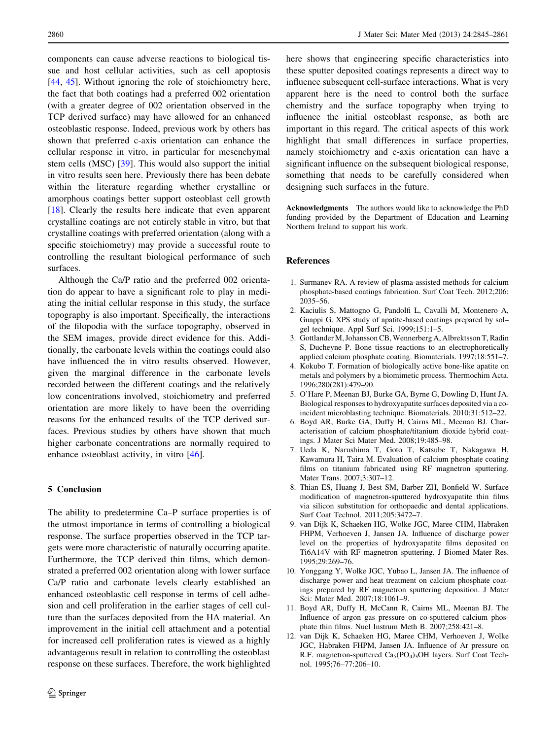components can cause adverse reactions to biological tissue and host cellular activities, such as cell apoptosis [44, 45]. Without ignoring the role of stoichiometry here, the fact that both coatings had a preferred 002 orientation (with a greater degree of 002 orientation observed in the TCP derived surface) may have allowed for an enhanced osteoblastic response. Indeed, previous work by others has shown that preferred c-axis orientation can enhance the cellular response in vitro, in particular for mesenchymal stem cells (MSC) [39]. This would also support the initial in vitro results seen here. Previously there has been debate within the literature regarding whether crystalline or amorphous coatings better support osteoblast cell growth [18]. Clearly the results here indicate that even apparent crystalline coatings are not entirely stable in vitro, but that crystalline coatings with preferred orientation (along with a specific stoichiometry) may provide a successful route to controlling the resultant biological performance of such surfaces.

Although the Ca/P ratio and the preferred 002 orientation do appear to have a significant role to play in mediating the initial cellular response in this study, the surface topography is also important. Specifically, the interactions of the filopodia with the surface topography, observed in the SEM images, provide direct evidence for this. Additionally, the carbonate levels within the coatings could also have influenced the in vitro results observed. However, given the marginal difference in the carbonate levels recorded between the different coatings and the relatively low concentrations involved, stoichiometry and preferred orientation are more likely to have been the overriding reasons for the enhanced results of the TCP derived surfaces. Previous studies by others have shown that much higher carbonate concentrations are normally required to enhance osteoblast activity, in vitro [46].

## 5 Conclusion

The ability to predetermine Ca–P surface properties is of the utmost importance in terms of controlling a biological response. The surface properties observed in the TCP targets were more characteristic of naturally occurring apatite. Furthermore, the TCP derived thin films, which demonstrated a preferred 002 orientation along with lower surface Ca/P ratio and carbonate levels clearly established an enhanced osteoblastic cell response in terms of cell adhesion and cell proliferation in the earlier stages of cell culture than the surfaces deposited from the HA material. An improvement in the initial cell attachment and a potential for increased cell proliferation rates is viewed as a highly advantageous result in relation to controlling the osteoblast response on these surfaces. Therefore, the work highlighted here shows that engineering specific characteristics into these sputter deposited coatings represents a direct way to influence subsequent cell-surface interactions. What is very apparent here is the need to control both the surface chemistry and the surface topography when trying to influence the initial osteoblast response, as both are important in this regard. The critical aspects of this work highlight that small differences in surface properties, namely stoichiometry and c-axis orientation can have a significant influence on the subsequent biological response, something that needs to be carefully considered when designing such surfaces in the future.

**Acknowledgments** The authors would like to acknowledge the PhD funding provided by the Department of Education and Learning Northern Ireland to support his work.

## References

1. Surmanev RA. A review of plasma-assisted methods for calcium phosphate-based coatings fabrication. Surf Coat Tech. 2012;206:2035–56.
2. Kaciulis S, Mattogno G, Pandolfi L, Cavalli M, Montenero A, Gnappi G. XPS study of apatite-based coatings prepared by sol–gel technique. Appl Surf Sci. 1999;151:1–5.
3. Gottlander M, Johansson CB, Wennerberg A, Albrektsson T, Radin S, Ducheyne P. Bone tissue reactions to an electrophoretically applied calcium phosphate coating. Biomaterials. 1997;18:551–7.
4. Kokubo T. Formation of biologically active bone-like apatite on metals and polymers by a biomimetic process. Thermochim Acta. 1996;280(281):479–90.
5. O'Hare P, Meenan BJ, Burke GA, Byrne G, Dowling D, Hunt JA. Biological responses to hydroxyapatite surfaces deposited via a co-incident microblasting technique. Biomaterials. 2010;31:512–22.
6. Boyd AR, Burke GA, Duffy H, Cairns ML, Meenan BJ. Characterisation of calcium phosphate/titanium dioxide hybrid coatings. J Mater Sci Mater Med. 2008;19:485–98.
7. Ueda K, Narushima T, Goto T, Katsube T, Nakagawa H, Kawamura H, Taira M. Evaluation of calcium phosphate coating films on titanium fabricated using RF magnetron sputtering. Mater Trans. 2007;3:307–12.
8. Thian ES, Huang J, Best SM, Barber ZH, Bonfield W. Surface modification of magnetron-sputtered hydroxyapatite thin films via silicon substitution for orthopaedic and dental applications. Surf Coat Technol. 2011;205:3472–7.
9. van Dijk K, Schaeken HG, Wolke JGC, Maree CHM, Habraken FHPM, Verhoeven J, Jansen JA. Influence of discharge power level on the properties of hydroxyapatite films deposited on Ti6A14V with RF magnetron sputtering. J Biomed Mater Res. 1995;29:269–76.
10. Yonggang Y, Wolke JGC, Yubao L, Jansen JA. The influence of discharge power and heat treatment on calcium phosphate coatings prepared by RF magnetron sputtering deposition. J Mater Sci: Mater Med. 2007;18:1061–9.
11. Boyd AR, Duffy H, McCann R, Cairns ML, Meenan BJ. The Influence of argon gas pressure on co-sputtered calcium phosphate thin films. Nucl Instrum Meth B. 2007;258:421–8.
12. van Dijk K, Schaeken HG, Maree CHM, Verhoeven J, Wolke JGC, Habraken FHPM, Jansen JA. Influence of Ar pressure on R.F. magnetron-sputtered $Ca_5(PO_4)_3OH$ layers. Surf Coat Technol. 1995;76–77:206–10.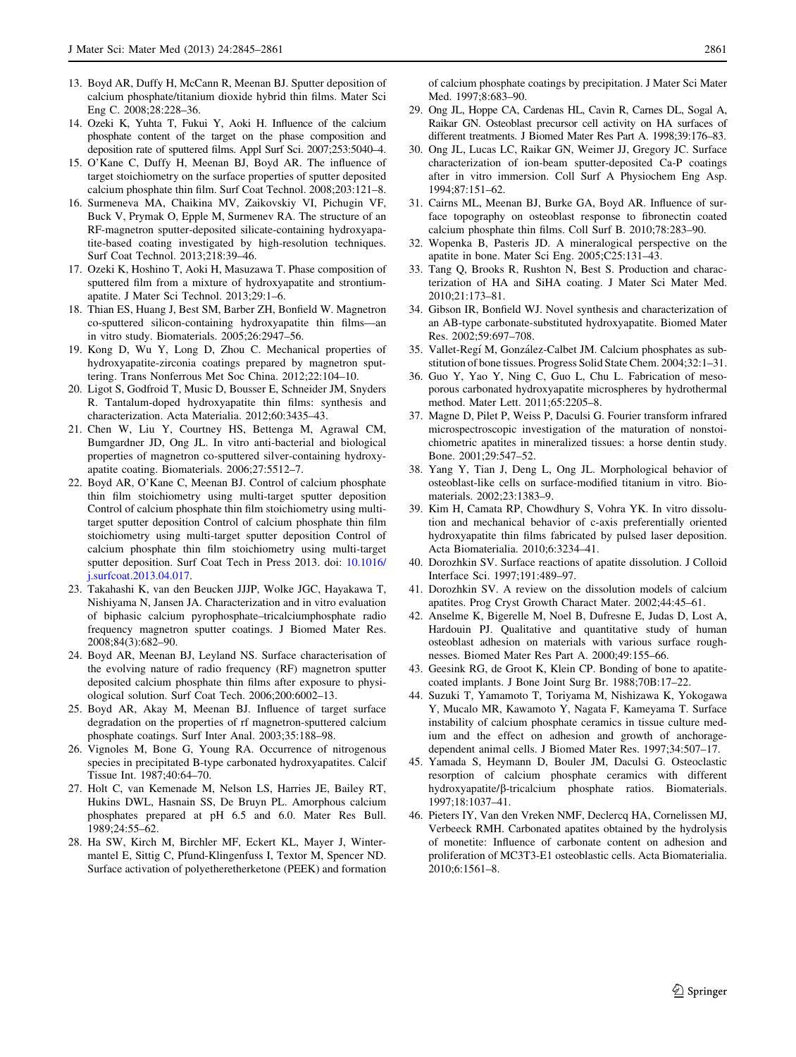13. Boyd AR, Duffy H, McCann R, Meenan BJ. Sputter deposition of calcium phosphate/titanium dioxide hybrid thin films. Mater Sci Eng C. 2008;28:228–36.
14. Ozeki K, Yuhta T, Fukui Y, Aoki H. Influence of the calcium phosphate content of the target on the phase composition and deposition rate of sputtered films. Appl Surf Sci. 2007;253:5040–4.
15. O'Kane C, Duffy H, Meenan BJ, Boyd AR. The influence of target stoichiometry on the surface properties of sputter deposited calcium phosphate thin film. Surf Coat Technol. 2008;203:121–8.
16. Surmeneva MA, Chaikina MV, Zaikovskiy VI, Pichugin VF, Buck V, Prymak O, Epple M, Surmenev RA. The structure of an RF-magnetron sputter-deposited silicate-containing hydroxyapatite-based coating investigated by high-resolution techniques. Surf Coat Technol. 2013;218:39–46.
17. Ozeki K, Hoshino T, Aoki H, Masuzawa T. Phase composition of sputtered film from a mixture of hydroxyapatite and strontium-apatite. J Mater Sci Technol. 2013;29:1–6.
18. Thian ES, Huang J, Best SM, Barber ZH, Bonfield W. Magnetron co-sputtered silicon-containing hydroxyapatite thin films—an in vitro study. Biomaterials. 2005;26:2947–56.
19. Kong D, Wu Y, Long D, Zhou C. Mechanical properties of hydroxyapatite-zirconia coatings prepared by magnetron sputtering. Trans Nonferrous Met Soc China. 2012;22:104–10.
20. Ligot S, Godfroid T, Music D, Bousser E, Schneider JM, Snyders R. Tantalum-doped hydroxyapatite thin films: synthesis and characterization. Acta Materialia. 2012;60:3435–43.
21. Chen W, Liu Y, Courtney HS, Bettenga M, Agrawal CM, Bumgardner JD, Ong JL. In vitro anti-bacterial and biological properties of magnetron co-sputtered silver-containing hydroxyapatite coating. Biomaterials. 2006;27:5512–7.
22. Boyd AR, O'Kane C, Meenan BJ. Control of calcium phosphate thin film stoichiometry using multi-target sputter deposition Control of calcium phosphate thin film stoichiometry using multi-target sputter deposition Control of calcium phosphate thin film stoichiometry using multi-target sputter deposition Control of calcium phosphate thin film stoichiometry using multi-target sputter deposition. Surf Coat Tech in Press 2013. doi: 10.1016/j.surfcoat.2013.04.017.
23. Takahashi K, van den Beucken JJJP, Wolke JGC, Hayakawa T, Nishiyama N, Jansen JA. Characterization and in vitro evaluation of biphasic calcium pyrophosphate–tricalciumphosphate radio frequency magnetron sputter coatings. J Biomed Mater Res. 2008;84(3):682–90.
24. Boyd AR, Meenan BJ, Leyland NS. Surface characterisation of the evolving nature of radio frequency (RF) magnetron sputter deposited calcium phosphate thin films after exposure to physiological solution. Surf Coat Tech. 2006;200:6002–13.
25. Boyd AR, Akay M, Meenan BJ. Influence of target surface degradation on the properties of rf magnetron-sputtered calcium phosphate coatings. Surf Inter Anal. 2003;35:188–98.
26. Vignoles M, Bone G, Young RA. Occurrence of nitrogenous species in precipitated B-type carbonated hydroxyapatites. Calcif Tissue Int. 1987;40:64–70.
27. Holt C, van Kemenade M, Nelson LS, Harries JE, Bailey RT, Hukins DWL, Hasnain SS, De Bruyn PL. Amorphous calcium phosphates prepared at pH 6.5 and 6.0. Mater Res Bull. 1989;24:55–62.
28. Ha SW, Kirch M, Birchler MF, Eckert KL, Mayer J, Wintermantel E, Sittig C, Pfund-Klingenfuss I, Textor M, Spencer ND. Surface activation of polyetheretherketone (PEEK) and formation of calcium phosphate coatings by precipitation. J Mater Sci Mater Med. 1997;8:683–90.
29. Ong JL, Hoppe CA, Cardenas HL, Cavin R, Carnes DL, Sogal A, Raikar GN. Osteoblast precursor cell activity on HA surfaces of different treatments. J Biomed Mater Res Part A. 1998;39:176–83.
30. Ong JL, Lucas LC, Raikar GN, Weimer JJ, Gregory JC. Surface characterization of ion-beam sputter-deposited Ca-P coatings after in vitro immersion. Coll Surf A Physiochem Eng Asp. 1994;87:151–62.
31. Cairns ML, Meenan BJ, Burke GA, Boyd AR. Influence of surface topography on osteoblast response to fibronectin coated calcium phosphate thin films. Coll Surf B. 2010;78:283–90.
32. Wopenka B, Pasteris JD. A mineralogical perspective on the apatite in bone. Mater Sci Eng. 2005;C25:131–43.
33. Tang Q, Brooks R, Rushton N, Best S. Production and characterization of HA and SiHA coating. J Mater Sci Mater Med. 2010;21:173–81.
34. Gibson IR, Bonfield WJ. Novel synthesis and characterization of an AB-type carbonate-substituted hydroxyapatite. Biomed Mater Res. 2002;59:697–708.
35. Vallet-Regí M, González-Calbet JM. Calcium phosphates as substitution of bone tissues. Progress Solid State Chem. 2004;32:1–31.
36. Guo Y, Yao Y, Ning C, Guo L, Chu L. Fabrication of mesoporous carbonated hydroxyapatite microspheres by hydrothermal method. Mater Lett. 2011;65:2205–8.
37. Magne D, Pilet P, Weiss P, Daculsi G. Fourier transform infrared microspectroscopic investigation of the maturation of nonstoichiometric apatites in mineralized tissues: a horse dentin study. Bone. 2001;29:547–52.
38. Yang Y, Tian J, Deng L, Ong JL. Morphological behavior of osteoblast-like cells on surface-modified titanium in vitro. Biomaterials. 2002;23:1383–9.
39. Kim H, Camata RP, Chowdhury S, Vohra YK. In vitro dissolution and mechanical behavior of c-axis preferentially oriented hydroxyapatite thin films fabricated by pulsed laser deposition. Acta Biomaterialia. 2010;6:3234–41.
40. Dorozhkin SV. Surface reactions of apatite dissolution. J Colloid Interface Sci. 1997;191:489–97.
41. Dorozhkin SV. A review on the dissolution models of calcium apatites. Prog Cryst Growth Charact Mater. 2002;44:45–61.
42. Anselme K, Bigerelle M, Noel B, Dufresne E, Judas D, Lost A, Hardouin PJ. Qualitative and quantitative study of human osteoblast adhesion on materials with various surface roughnesses. Biomed Mater Res Part A. 2000;49:155–66.
43. Geesink RG, de Groot K, Klein CP. Bonding of bone to apatite-coated implants. J Bone Joint Surg Br. 1988;70B:17–22.
44. Suzuki T, Yamamoto T, Toriyama M, Nishizawa K, Yokogawa Y, Mucalo MR, Kawamoto Y, Nagata F, Kameyama T. Surface instability of calcium phosphate ceramics in tissue culture medium and the effect on adhesion and growth of anchorage-dependent animal cells. J Biomed Mater Res. 1997;34:507–17.
45. Yamada S, Heymann D, Bouler JM, Daculsi G. Osteoclastic resorption of calcium phosphate ceramics with different hydroxyapatite/β-tricalcium phosphate ratios. Biomaterials. 1997;18:1037–41.
46. Pieters IY, Van den Vreken NMF, Declercq HA, Cornelissen MJ, Verbeeck RMH. Carbonated apatites obtained by the hydrolysis of monetite: Influence of carbonate content on adhesion and proliferation of MC3T3-E1 osteoblastic cells. Acta Biomaterialia. 2010;6:1561–8.